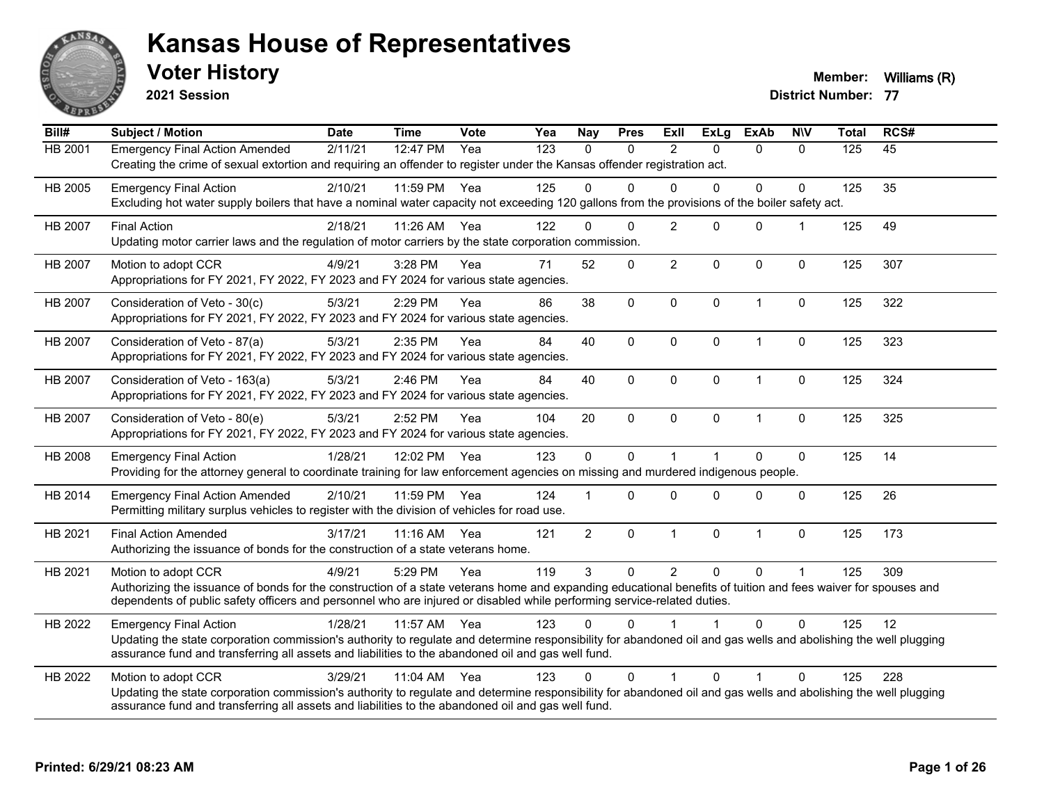# Kansas House of Representatives

## Voter History

**2021 Session**

**Member:** Williams (R)
**District Number:** 77

| Bill# | Subject / Motion | Date | Time | Vote | Yea | Nay | Pres | ExII | ExLg | ExAb | N\V | Total | RCS# |
|---|---|---|---|---|---|---|---|---|---|---|---|---|---|
| HB 2001 | Emergency Final Action Amended | 2/11/21 | 12:47 PM | Yea | 123 | 0 | 0 | 2 | 0 | 0 | 0 | 125 | 45 |
| | Creating the crime of sexual extortion and requiring an offender to register under the Kansas offender registration act. | | | | | | | | | | | | |
| HB 2005 | Emergency Final Action | 2/10/21 | 11:59 PM | Yea | 125 | 0 | 0 | 0 | 0 | 0 | 0 | 125 | 35 |
| | Excluding hot water supply boilers that have a nominal water capacity not exceeding 120 gallons from the provisions of the boiler safety act. | | | | | | | | | | | | |
| HB 2007 | Final Action | 2/18/21 | 11:26 AM | Yea | 122 | 0 | 0 | 2 | 0 | 0 | 1 | 125 | 49 |
| | Updating motor carrier laws and the regulation of motor carriers by the state corporation commission. | | | | | | | | | | | | |
| HB 2007 | Motion to adopt CCR | 4/9/21 | 3:28 PM | Yea | 71 | 52 | 0 | 2 | 0 | 0 | 0 | 125 | 307 |
| | Appropriations for FY 2021, FY 2022, FY 2023 and FY 2024 for various state agencies. | | | | | | | | | | | | |
| HB 2007 | Consideration of Veto - 30(c) | 5/3/21 | 2:29 PM | Yea | 86 | 38 | 0 | 0 | 0 | 1 | 0 | 125 | 322 |
| | Appropriations for FY 2021, FY 2022, FY 2023 and FY 2024 for various state agencies. | | | | | | | | | | | | |
| HB 2007 | Consideration of Veto - 87(a) | 5/3/21 | 2:35 PM | Yea | 84 | 40 | 0 | 0 | 0 | 1 | 0 | 125 | 323 |
| | Appropriations for FY 2021, FY 2022, FY 2023 and FY 2024 for various state agencies. | | | | | | | | | | | | |
| HB 2007 | Consideration of Veto - 163(a) | 5/3/21 | 2:46 PM | Yea | 84 | 40 | 0 | 0 | 0 | 1 | 0 | 125 | 324 |
| | Appropriations for FY 2021, FY 2022, FY 2023 and FY 2024 for various state agencies. | | | | | | | | | | | | |
| HB 2007 | Consideration of Veto - 80(e) | 5/3/21 | 2:52 PM | Yea | 104 | 20 | 0 | 0 | 0 | 1 | 0 | 125 | 325 |
| | Appropriations for FY 2021, FY 2022, FY 2023 and FY 2024 for various state agencies. | | | | | | | | | | | | |
| HB 2008 | Emergency Final Action | 1/28/21 | 12:02 PM | Yea | 123 | 0 | 0 | 1 | 1 | 0 | 0 | 125 | 14 |
| | Providing for the attorney general to coordinate training for law enforcement agencies on missing and murdered indigenous people. | | | | | | | | | | | | |
| HB 2014 | Emergency Final Action Amended | 2/10/21 | 11:59 PM | Yea | 124 | 1 | 0 | 0 | 0 | 0 | 0 | 125 | 26 |
| | Permitting military surplus vehicles to register with the division of vehicles for road use. | | | | | | | | | | | | |
| HB 2021 | Final Action Amended | 3/17/21 | 11:16 AM | Yea | 121 | 2 | 0 | 1 | 0 | 1 | 0 | 125 | 173 |
| | Authorizing the issuance of bonds for the construction of a state veterans home. | | | | | | | | | | | | |
| HB 2021 | Motion to adopt CCR | 4/9/21 | 5:29 PM | Yea | 119 | 3 | 0 | 2 | 0 | 0 | 1 | 125 | 309 |
| | Authorizing the issuance of bonds for the construction of a state veterans home and expanding educational benefits of tuition and fees waiver for spouses and dependents of public safety officers and personnel who are injured or disabled while performing service-related duties. | | | | | | | | | | | | |
| HB 2022 | Emergency Final Action | 1/28/21 | 11:57 AM | Yea | 123 | 0 | 0 | 1 | 1 | 0 | 0 | 125 | 12 |
| | Updating the state corporation commission's authority to regulate and determine responsibility for abandoned oil and gas wells and abolishing the well plugging assurance fund and transferring all assets and liabilities to the abandoned oil and gas well fund. | | | | | | | | | | | | |
| HB 2022 | Motion to adopt CCR | 3/29/21 | 11:04 AM | Yea | 123 | 0 | 0 | 1 | 0 | 1 | 0 | 125 | 228 |
| | Updating the state corporation commission's authority to regulate and determine responsibility for abandoned oil and gas wells and abolishing the well plugging assurance fund and transferring all assets and liabilities to the abandoned oil and gas well fund. | | | | | | | | | | | | |

**Printed: 6/29/21 08:23 AM**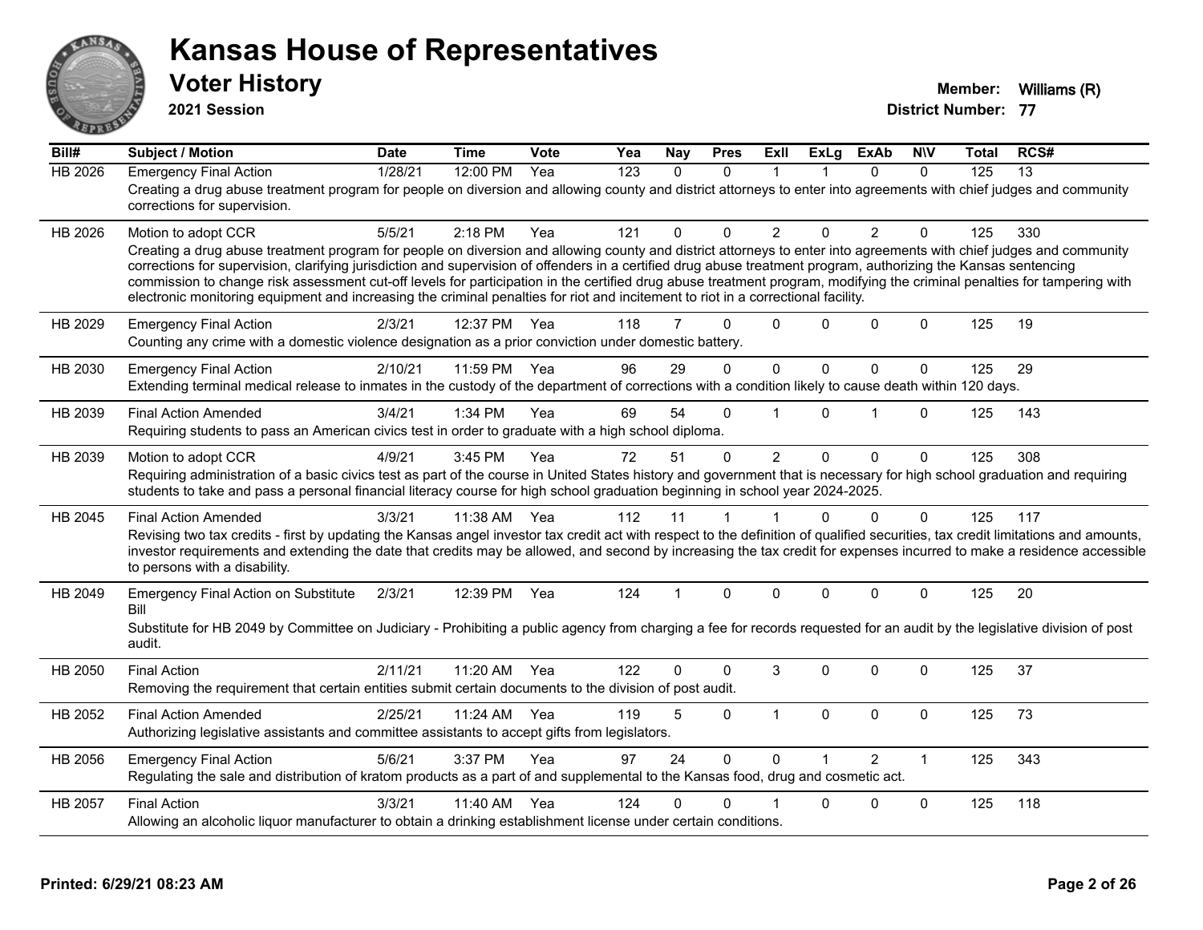# Kansas House of Representatives

## Voter History

**2021 Session**

**Member:** Williams (R)
**District Number:** 77

| Bill# | Subject / Motion | Date | Time | Vote | Yea | Nay | Pres | ExII | ExLg | ExAb | N\V | Total | RCS# |
|---|---|---|---|---|---|---|---|---|---|---|---|---|---|
| HB 2026 | Emergency Final Action | 1/28/21 | 12:00 PM | Yea | 123 | 0 | 0 | 1 | 1 | 0 | 0 | 125 | 13 |
| | Creating a drug abuse treatment program for people on diversion and allowing county and district attorneys to enter into agreements with chief judges and community corrections for supervision. | | | | | | | | | | | | |
| HB 2026 | Motion to adopt CCR | 5/5/21 | 2:18 PM | Yea | 121 | 0 | 0 | 2 | 0 | 2 | 0 | 125 | 330 |
| | Creating a drug abuse treatment program for people on diversion and allowing county and district attorneys to enter into agreements with chief judges and community corrections for supervision, clarifying jurisdiction and supervision of offenders in a certified drug abuse treatment program, authorizing the Kansas sentencing commission to change risk assessment cut-off levels for participation in the certified drug abuse treatment program, modifying the criminal penalties for tampering with electronic monitoring equipment and increasing the criminal penalties for riot and incitement to riot in a correctional facility. | | | | | | | | | | | | |
| HB 2029 | Emergency Final Action | 2/3/21 | 12:37 PM | Yea | 118 | 7 | 0 | 0 | 0 | 0 | 0 | 125 | 19 |
| | Counting any crime with a domestic violence designation as a prior conviction under domestic battery. | | | | | | | | | | | | |
| HB 2030 | Emergency Final Action | 2/10/21 | 11:59 PM | Yea | 96 | 29 | 0 | 0 | 0 | 0 | 0 | 125 | 29 |
| | Extending terminal medical release to inmates in the custody of the department of corrections with a condition likely to cause death within 120 days. | | | | | | | | | | | | |
| HB 2039 | Final Action Amended | 3/4/21 | 1:34 PM | Yea | 69 | 54 | 0 | 1 | 0 | 1 | 0 | 125 | 143 |
| | Requiring students to pass an American civics test in order to graduate with a high school diploma. | | | | | | | | | | | | |
| HB 2039 | Motion to adopt CCR | 4/9/21 | 3:45 PM | Yea | 72 | 51 | 0 | 2 | 0 | 0 | 0 | 125 | 308 |
| | Requiring administration of a basic civics test as part of the course in United States history and government that is necessary for high school graduation and requiring students to take and pass a personal financial literacy course for high school graduation beginning in school year 2024-2025. | | | | | | | | | | | | |
| HB 2045 | Final Action Amended | 3/3/21 | 11:38 AM | Yea | 112 | 11 | 1 | 1 | 0 | 0 | 0 | 125 | 117 |
| | Revising two tax credits - first by updating the Kansas angel investor tax credit act with respect to the definition of qualified securities, tax credit limitations and amounts, investor requirements and extending the date that credits may be allowed, and second by increasing the tax credit for expenses incurred to make a residence accessible to persons with a disability. | | | | | | | | | | | | |
| HB 2049 | Emergency Final Action on Substitute Bill | 2/3/21 | 12:39 PM | Yea | 124 | 1 | 0 | 0 | 0 | 0 | 0 | 125 | 20 |
| | Substitute for HB 2049 by Committee on Judiciary - Prohibiting a public agency from charging a fee for records requested for an audit by the legislative division of post audit. | | | | | | | | | | | | |
| HB 2050 | Final Action | 2/11/21 | 11:20 AM | Yea | 122 | 0 | 0 | 3 | 0 | 0 | 0 | 125 | 37 |
| | Removing the requirement that certain entities submit certain documents to the division of post audit. | | | | | | | | | | | | |
| HB 2052 | Final Action Amended | 2/25/21 | 11:24 AM | Yea | 119 | 5 | 0 | 1 | 0 | 0 | 0 | 125 | 73 |
| | Authorizing legislative assistants and committee assistants to accept gifts from legislators. | | | | | | | | | | | | |
| HB 2056 | Emergency Final Action | 5/6/21 | 3:37 PM | Yea | 97 | 24 | 0 | 0 | 1 | 2 | 1 | 125 | 343 |
| | Regulating the sale and distribution of kratom products as a part of and supplemental to the Kansas food, drug and cosmetic act. | | | | | | | | | | | | |
| HB 2057 | Final Action | 3/3/21 | 11:40 AM | Yea | 124 | 0 | 0 | 1 | 0 | 0 | 0 | 125 | 118 |
| | Allowing an alcoholic liquor manufacturer to obtain a drinking establishment license under certain conditions. | | | | | | | | | | | | |

**Printed: 6/29/21 08:23 AM**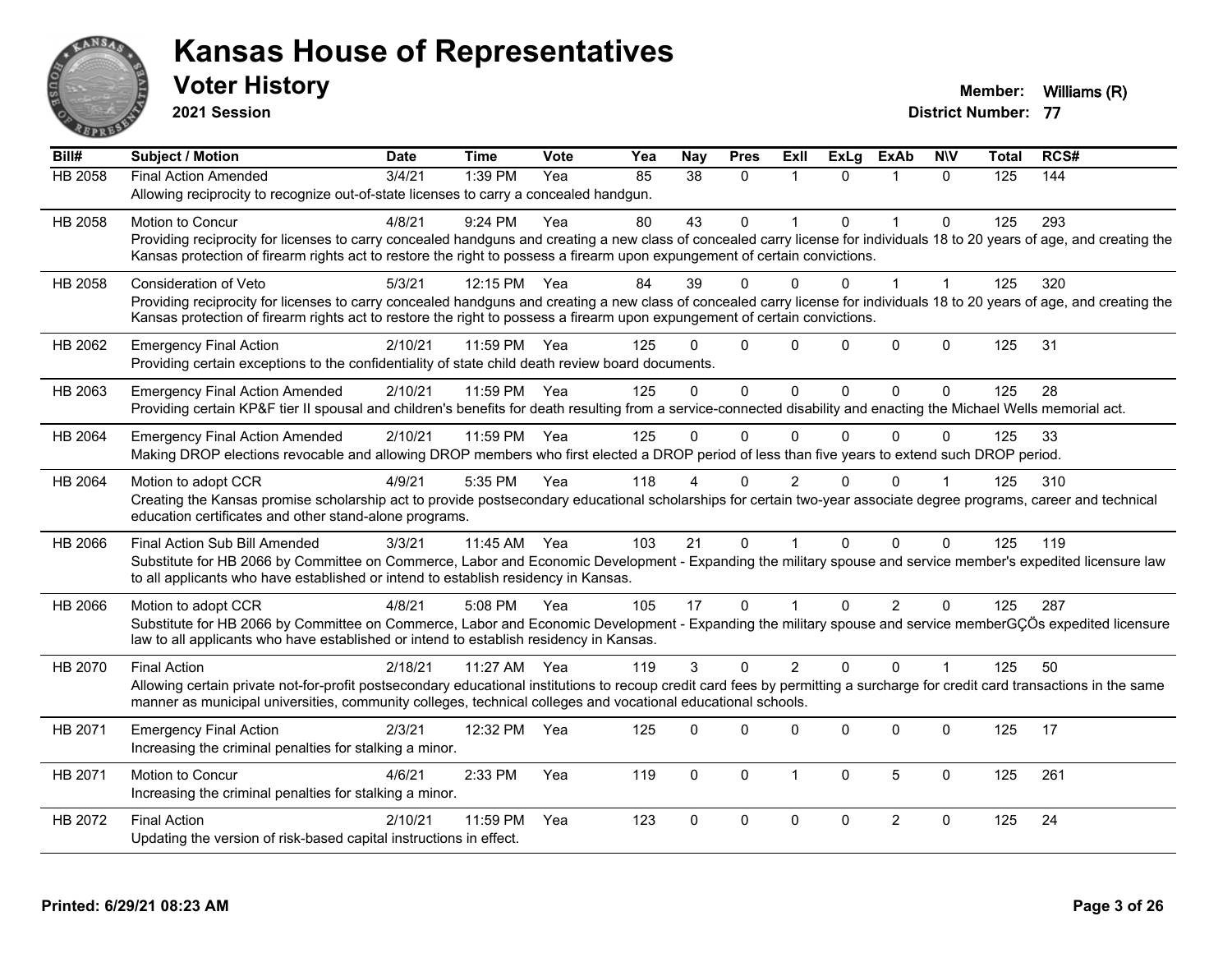# Kansas House of Representatives

## Voter History

**2021 Session**

**Member:** Williams (R)
**District Number:** 77

| Bill# | Subject / Motion | Date | Time | Vote | Yea | Nay | Pres | ExII | ExLg | ExAb | N\V | Total | RCS# |
|---|---|---|---|---|---|---|---|---|---|---|---|---|---|
| HB 2058 | Final Action Amended | 3/4/21 | 1:39 PM | Yea | 85 | 38 | 0 | 1 | 0 | 1 | 0 | 125 | 144 |
| | Allowing reciprocity to recognize out-of-state licenses to carry a concealed handgun. | | | | | | | | | | | | |
| HB 2058 | Motion to Concur | 4/8/21 | 9:24 PM | Yea | 80 | 43 | 0 | 1 | 0 | 1 | 0 | 125 | 293 |
| | Providing reciprocity for licenses to carry concealed handguns and creating a new class of concealed carry license for individuals 18 to 20 years of age, and creating the Kansas protection of firearm rights act to restore the right to possess a firearm upon expungement of certain convictions. | | | | | | | | | | | | |
| HB 2058 | Consideration of Veto | 5/3/21 | 12:15 PM | Yea | 84 | 39 | 0 | 0 | 0 | 1 | 1 | 125 | 320 |
| | Providing reciprocity for licenses to carry concealed handguns and creating a new class of concealed carry license for individuals 18 to 20 years of age, and creating the Kansas protection of firearm rights act to restore the right to possess a firearm upon expungement of certain convictions. | | | | | | | | | | | | |
| HB 2062 | Emergency Final Action | 2/10/21 | 11:59 PM | Yea | 125 | 0 | 0 | 0 | 0 | 0 | 0 | 125 | 31 |
| | Providing certain exceptions to the confidentiality of state child death review board documents. | | | | | | | | | | | | |
| HB 2063 | Emergency Final Action Amended | 2/10/21 | 11:59 PM | Yea | 125 | 0 | 0 | 0 | 0 | 0 | 0 | 125 | 28 |
| | Providing certain KP&F tier II spousal and children's benefits for death resulting from a service-connected disability and enacting the Michael Wells memorial act. | | | | | | | | | | | | |
| HB 2064 | Emergency Final Action Amended | 2/10/21 | 11:59 PM | Yea | 125 | 0 | 0 | 0 | 0 | 0 | 0 | 125 | 33 |
| | Making DROP elections revocable and allowing DROP members who first elected a DROP period of less than five years to extend such DROP period. | | | | | | | | | | | | |
| HB 2064 | Motion to adopt CCR | 4/9/21 | 5:35 PM | Yea | 118 | 4 | 0 | 2 | 0 | 0 | 1 | 125 | 310 |
| | Creating the Kansas promise scholarship act to provide postsecondary educational scholarships for certain two-year associate degree programs, career and technical education certificates and other stand-alone programs. | | | | | | | | | | | | |
| HB 2066 | Final Action Sub Bill Amended | 3/3/21 | 11:45 AM | Yea | 103 | 21 | 0 | 1 | 0 | 0 | 0 | 125 | 119 |
| | Substitute for HB 2066 by Committee on Commerce, Labor and Economic Development - Expanding the military spouse and service member's expedited licensure law to all applicants who have established or intend to establish residency in Kansas. | | | | | | | | | | | | |
| HB 2066 | Motion to adopt CCR | 4/8/21 | 5:08 PM | Yea | 105 | 17 | 0 | 1 | 0 | 2 | 0 | 125 | 287 |
| | Substitute for HB 2066 by Committee on Commerce, Labor and Economic Development - Expanding the military spouse and service memberGÇÖs expedited licensure law to all applicants who have established or intend to establish residency in Kansas. | | | | | | | | | | | | |
| HB 2070 | Final Action | 2/18/21 | 11:27 AM | Yea | 119 | 3 | 0 | 2 | 0 | 0 | 1 | 125 | 50 |
| | Allowing certain private not-for-profit postsecondary educational institutions to recoup credit card fees by permitting a surcharge for credit card transactions in the same manner as municipal universities, community colleges, technical colleges and vocational educational schools. | | | | | | | | | | | | |
| HB 2071 | Emergency Final Action | 2/3/21 | 12:32 PM | Yea | 125 | 0 | 0 | 0 | 0 | 0 | 0 | 125 | 17 |
| | Increasing the criminal penalties for stalking a minor. | | | | | | | | | | | | |
| HB 2071 | Motion to Concur | 4/6/21 | 2:33 PM | Yea | 119 | 0 | 0 | 1 | 0 | 5 | 0 | 125 | 261 |
| | Increasing the criminal penalties for stalking a minor. | | | | | | | | | | | | |
| HB 2072 | Final Action | 2/10/21 | 11:59 PM | Yea | 123 | 0 | 0 | 0 | 0 | 2 | 0 | 125 | 24 |
| | Updating the version of risk-based capital instructions in effect. | | | | | | | | | | | | |

**Printed: 6/29/21 08:23 AM**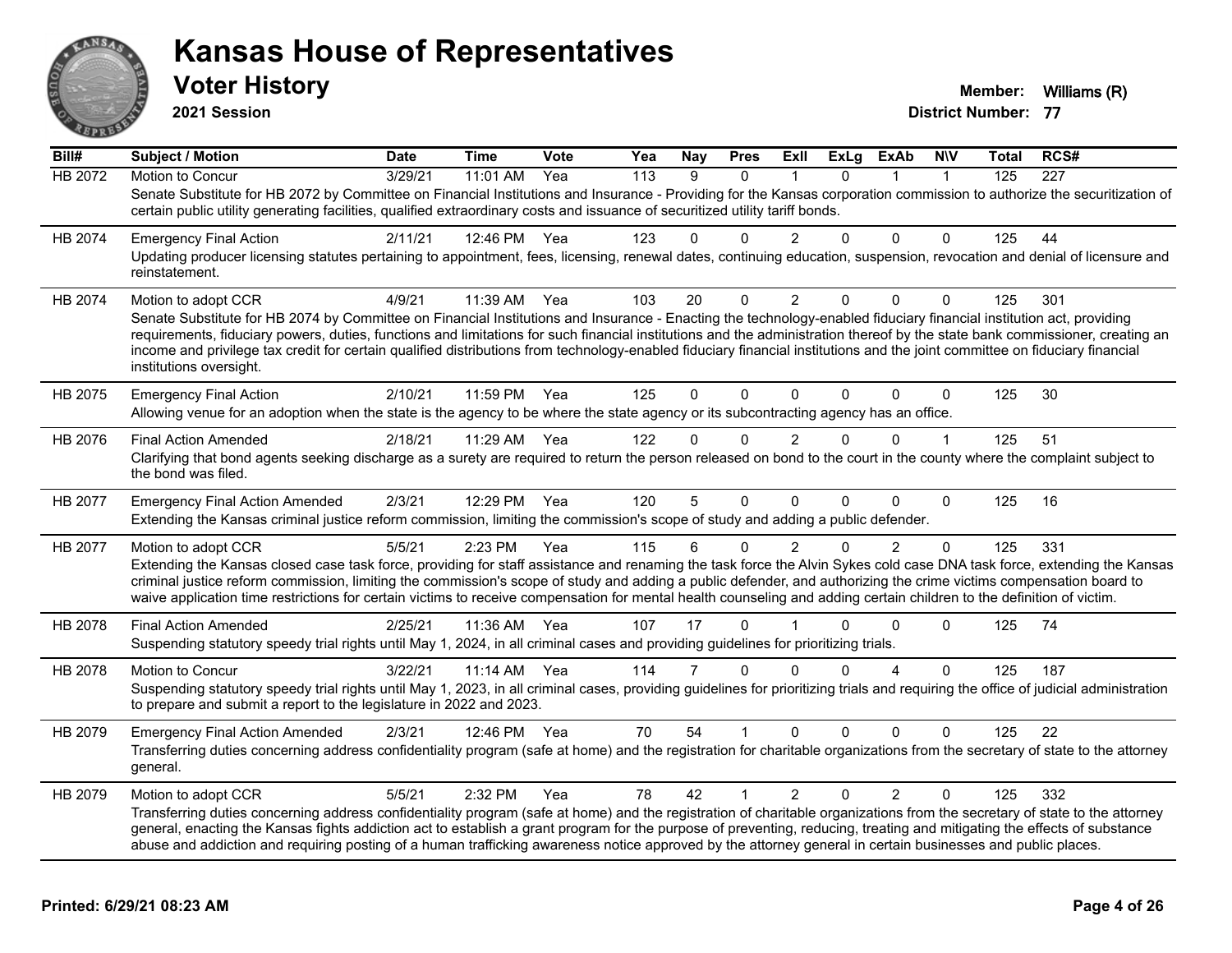# Kansas House of Representatives

## Voter History

**2021 Session**

**Member:** Williams (R)
**District Number:** 77

| Bill# | Subject / Motion | Date | Time | Vote | Yea | Nay | Pres | ExII | ExLg | ExAb | N\V | Total | RCS# |
|---|---|---|---|---|---|---|---|---|---|---|---|---|---|
| HB 2072 | Motion to Concur | 3/29/21 | 11:01 AM | Yea | 113 | 9 | 0 | 1 | 0 | 1 | 1 | 125 | 227 |
| | Senate Substitute for HB 2072 by Committee on Financial Institutions and Insurance - Providing for the Kansas corporation commission to authorize the securitization of certain public utility generating facilities, qualified extraordinary costs and issuance of securitized utility tariff bonds. | | | | | | | | | | | | |
| HB 2074 | Emergency Final Action | 2/11/21 | 12:46 PM | Yea | 123 | 0 | 0 | 2 | 0 | 0 | 0 | 125 | 44 |
| | Updating producer licensing statutes pertaining to appointment, fees, licensing, renewal dates, continuing education, suspension, revocation and denial of licensure and reinstatement. | | | | | | | | | | | | |
| HB 2074 | Motion to adopt CCR | 4/9/21 | 11:39 AM | Yea | 103 | 20 | 0 | 2 | 0 | 0 | 0 | 125 | 301 |
| | Senate Substitute for HB 2074 by Committee on Financial Institutions and Insurance - Enacting the technology-enabled fiduciary financial institution act, providing requirements, fiduciary powers, duties, functions and limitations for such financial institutions and the administration thereof by the state bank commissioner, creating an income and privilege tax credit for certain qualified distributions from technology-enabled fiduciary financial institutions and the joint committee on fiduciary financial institutions oversight. | | | | | | | | | | | | |
| HB 2075 | Emergency Final Action | 2/10/21 | 11:59 PM | Yea | 125 | 0 | 0 | 0 | 0 | 0 | 0 | 125 | 30 |
| | Allowing venue for an adoption when the state is the agency to be where the state agency or its subcontracting agency has an office. | | | | | | | | | | | | |
| HB 2076 | Final Action Amended | 2/18/21 | 11:29 AM | Yea | 122 | 0 | 0 | 2 | 0 | 0 | 1 | 125 | 51 |
| | Clarifying that bond agents seeking discharge as a surety are required to return the person released on bond to the court in the county where the complaint subject to the bond was filed. | | | | | | | | | | | | |
| HB 2077 | Emergency Final Action Amended | 2/3/21 | 12:29 PM | Yea | 120 | 5 | 0 | 0 | 0 | 0 | 0 | 125 | 16 |
| | Extending the Kansas criminal justice reform commission, limiting the commission's scope of study and adding a public defender. | | | | | | | | | | | | |
| HB 2077 | Motion to adopt CCR | 5/5/21 | 2:23 PM | Yea | 115 | 6 | 0 | 2 | 0 | 2 | 0 | 125 | 331 |
| | Extending the Kansas closed case task force, providing for staff assistance and renaming the task force the Alvin Sykes cold case DNA task force, extending the Kansas criminal justice reform commission, limiting the commission's scope of study and adding a public defender, and authorizing the crime victims compensation board to waive application time restrictions for certain victims to receive compensation for mental health counseling and adding certain children to the definition of victim. | | | | | | | | | | | | |
| HB 2078 | Final Action Amended | 2/25/21 | 11:36 AM | Yea | 107 | 17 | 0 | 1 | 0 | 0 | 0 | 125 | 74 |
| | Suspending statutory speedy trial rights until May 1, 2024, in all criminal cases and providing guidelines for prioritizing trials. | | | | | | | | | | | | |
| HB 2078 | Motion to Concur | 3/22/21 | 11:14 AM | Yea | 114 | 7 | 0 | 0 | 0 | 4 | 0 | 125 | 187 |
| | Suspending statutory speedy trial rights until May 1, 2023, in all criminal cases, providing guidelines for prioritizing trials and requiring the office of judicial administration to prepare and submit a report to the legislature in 2022 and 2023. | | | | | | | | | | | | |
| HB 2079 | Emergency Final Action Amended | 2/3/21 | 12:46 PM | Yea | 70 | 54 | 1 | 0 | 0 | 0 | 0 | 125 | 22 |
| | Transferring duties concerning address confidentiality program (safe at home) and the registration for charitable organizations from the secretary of state to the attorney general. | | | | | | | | | | | | |
| HB 2079 | Motion to adopt CCR | 5/5/21 | 2:32 PM | Yea | 78 | 42 | 1 | 2 | 0 | 2 | 0 | 125 | 332 |
| | Transferring duties concerning address confidentiality program (safe at home) and the registration of charitable organizations from the secretary of state to the attorney general, enacting the Kansas fights addiction act to establish a grant program for the purpose of preventing, reducing, treating and mitigating the effects of substance abuse and addiction and requiring posting of a human trafficking awareness notice approved by the attorney general in certain businesses and public places. | | | | | | | | | | | | |

**Printed: 6/29/21 08:23 AM**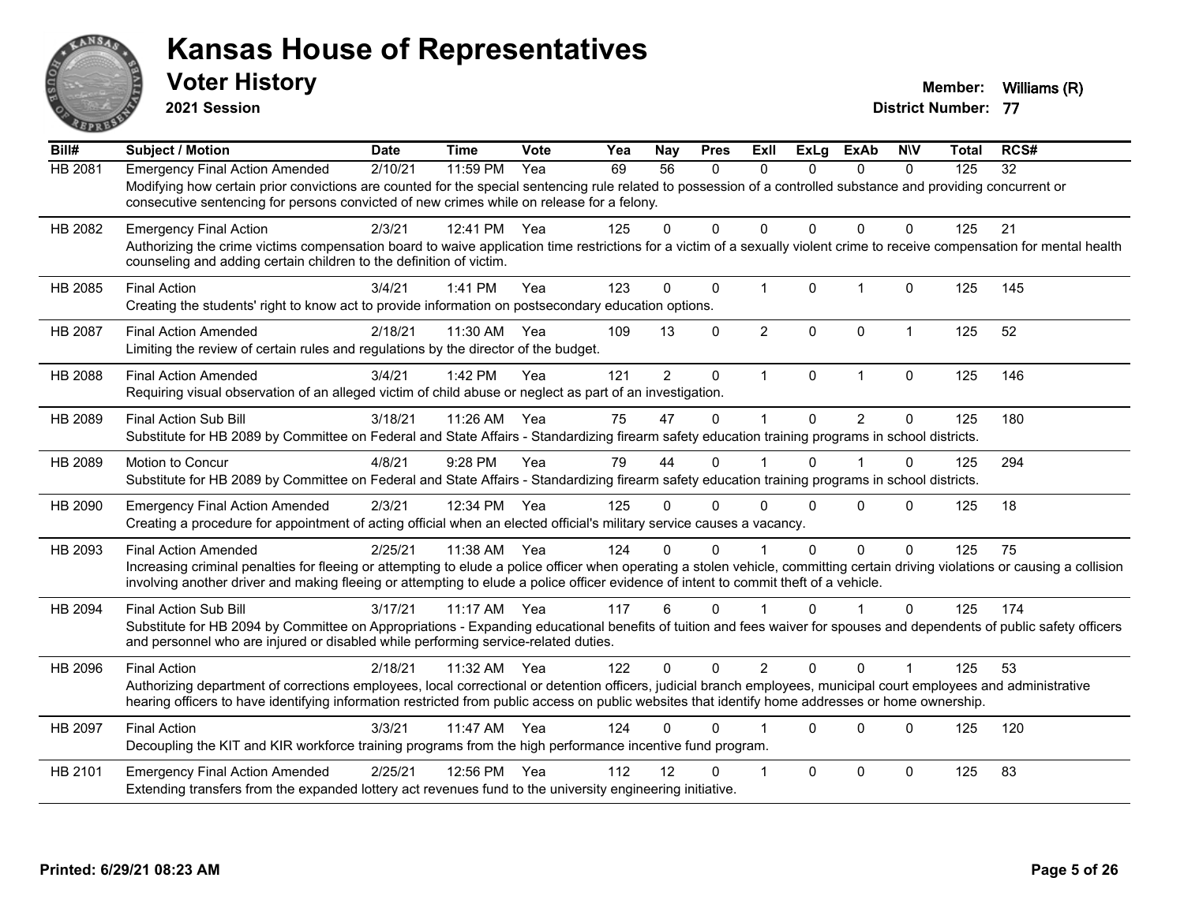# Kansas House of Representatives

## Voter History

**2021 Session**

**Member:** Williams (R)
**District Number:** 77

| Bill# | Subject / Motion | Date | Time | Vote | Yea | Nay | Pres | ExII | ExLg | ExAb | N\V | Total | RCS# |
|---|---|---|---|---|---|---|---|---|---|---|---|---|---|
| HB 2081 | Emergency Final Action Amended | 2/10/21 | 11:59 PM | Yea | 69 | 56 | 0 | 0 | 0 | 0 | 0 | 125 | 32 |
| | Modifying how certain prior convictions are counted for the special sentencing rule related to possession of a controlled substance and providing concurrent or consecutive sentencing for persons convicted of new crimes while on release for a felony. | | | | | | | | | | | | |
| HB 2082 | Emergency Final Action | 2/3/21 | 12:41 PM | Yea | 125 | 0 | 0 | 0 | 0 | 0 | 0 | 125 | 21 |
| | Authorizing the crime victims compensation board to waive application time restrictions for a victim of a sexually violent crime to receive compensation for mental health counseling and adding certain children to the definition of victim. | | | | | | | | | | | | |
| HB 2085 | Final Action | 3/4/21 | 1:41 PM | Yea | 123 | 0 | 0 | 1 | 0 | 1 | 0 | 125 | 145 |
| | Creating the students' right to know act to provide information on postsecondary education options. | | | | | | | | | | | | |
| HB 2087 | Final Action Amended | 2/18/21 | 11:30 AM | Yea | 109 | 13 | 0 | 2 | 0 | 0 | 1 | 125 | 52 |
| | Limiting the review of certain rules and regulations by the director of the budget. | | | | | | | | | | | | |
| HB 2088 | Final Action Amended | 3/4/21 | 1:42 PM | Yea | 121 | 2 | 0 | 1 | 0 | 1 | 0 | 125 | 146 |
| | Requiring visual observation of an alleged victim of child abuse or neglect as part of an investigation. | | | | | | | | | | | | |
| HB 2089 | Final Action Sub Bill | 3/18/21 | 11:26 AM | Yea | 75 | 47 | 0 | 1 | 0 | 2 | 0 | 125 | 180 |
| | Substitute for HB 2089 by Committee on Federal and State Affairs - Standardizing firearm safety education training programs in school districts. | | | | | | | | | | | | |
| HB 2089 | Motion to Concur | 4/8/21 | 9:28 PM | Yea | 79 | 44 | 0 | 1 | 0 | 1 | 0 | 125 | 294 |
| | Substitute for HB 2089 by Committee on Federal and State Affairs - Standardizing firearm safety education training programs in school districts. | | | | | | | | | | | | |
| HB 2090 | Emergency Final Action Amended | 2/3/21 | 12:34 PM | Yea | 125 | 0 | 0 | 0 | 0 | 0 | 0 | 125 | 18 |
| | Creating a procedure for appointment of acting official when an elected official's military service causes a vacancy. | | | | | | | | | | | | |
| HB 2093 | Final Action Amended | 2/25/21 | 11:38 AM | Yea | 124 | 0 | 0 | 1 | 0 | 0 | 0 | 125 | 75 |
| | Increasing criminal penalties for fleeing or attempting to elude a police officer when operating a stolen vehicle, committing certain driving violations or causing a collision involving another driver and making fleeing or attempting to elude a police officer evidence of intent to commit theft of a vehicle. | | | | | | | | | | | | |
| HB 2094 | Final Action Sub Bill | 3/17/21 | 11:17 AM | Yea | 117 | 6 | 0 | 1 | 0 | 1 | 0 | 125 | 174 |
| | Substitute for HB 2094 by Committee on Appropriations - Expanding educational benefits of tuition and fees waiver for spouses and dependents of public safety officers and personnel who are injured or disabled while performing service-related duties. | | | | | | | | | | | | |
| HB 2096 | Final Action | 2/18/21 | 11:32 AM | Yea | 122 | 0 | 0 | 2 | 0 | 0 | 1 | 125 | 53 |
| | Authorizing department of corrections employees, local correctional or detention officers, judicial branch employees, municipal court employees and administrative hearing officers to have identifying information restricted from public access on public websites that identify home addresses or home ownership. | | | | | | | | | | | | |
| HB 2097 | Final Action | 3/3/21 | 11:47 AM | Yea | 124 | 0 | 0 | 1 | 0 | 0 | 0 | 125 | 120 |
| | Decoupling the KIT and KIR workforce training programs from the high performance incentive fund program. | | | | | | | | | | | | |
| HB 2101 | Emergency Final Action Amended | 2/25/21 | 12:56 PM | Yea | 112 | 12 | 0 | 1 | 0 | 0 | 0 | 125 | 83 |
| | Extending transfers from the expanded lottery act revenues fund to the university engineering initiative. | | | | | | | | | | | | |

**Printed: 6/29/21 08:23 AM**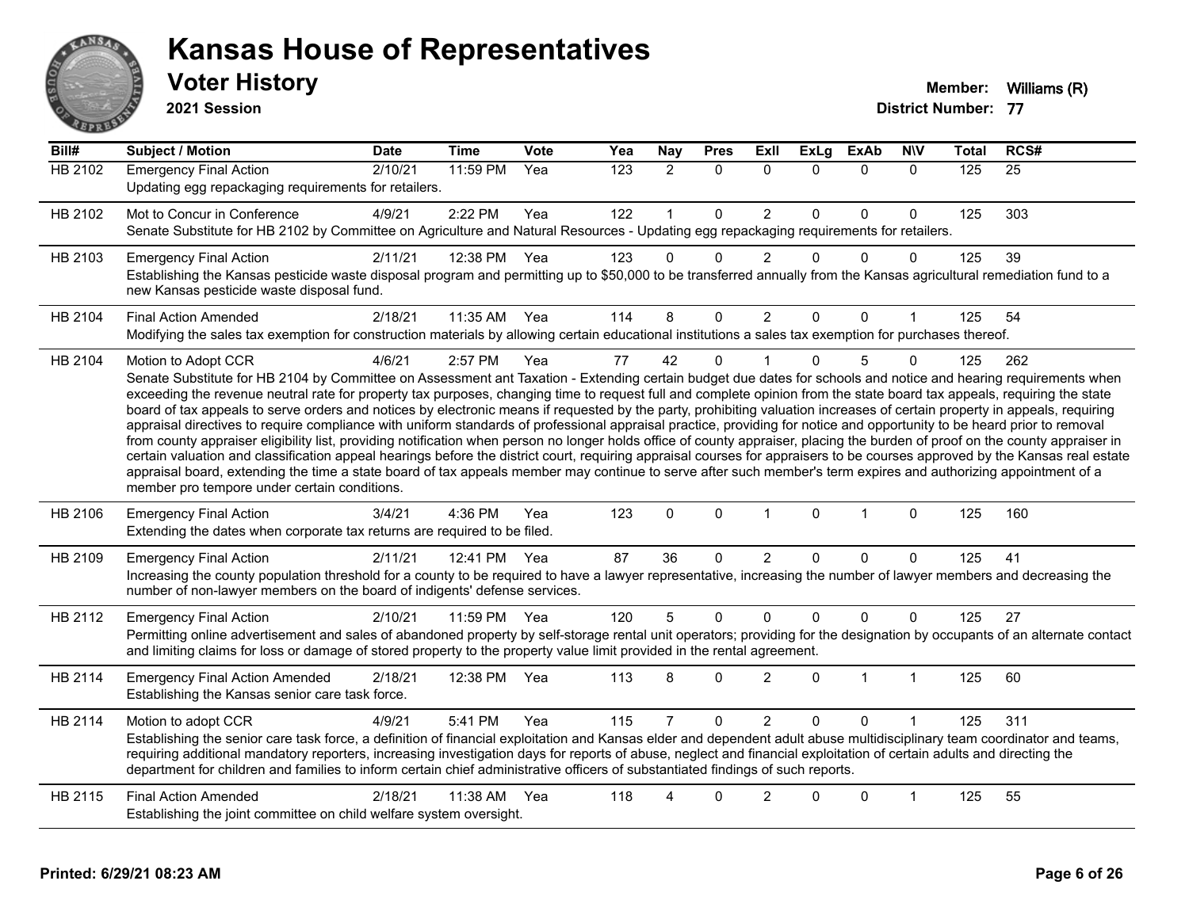# Kansas House of Representatives

## Voter History

**2021 Session**

**Member:** Williams (R)

**District Number:** 77

| Bill# | Subject / Motion | Date | Time | Vote | Yea | Nay | Pres | ExII | ExLg | ExAb | N\V | Total | RCS# |
|---|---|---|---|---|---|---|---|---|---|---|---|---|---|
| HB 2102 | Emergency Final Action<br>Updating egg repackaging requirements for retailers. | 2/10/21 | 11:59 PM | Yea | 123 | 2 | 0 | 0 | 0 | 0 | 0 | 125 | 25 |
| HB 2102 | Mot to Concur in Conference<br>Senate Substitute for HB 2102 by Committee on Agriculture and Natural Resources - Updating egg repackaging requirements for retailers. | 4/9/21 | 2:22 PM | Yea | 122 | 1 | 0 | 2 | 0 | 0 | 0 | 125 | 303 |
| HB 2103 | Emergency Final Action<br>Establishing the Kansas pesticide waste disposal program and permitting up to $50,000 to be transferred annually from the Kansas agricultural remediation fund to a new Kansas pesticide waste disposal fund. | 2/11/21 | 12:38 PM | Yea | 123 | 0 | 0 | 2 | 0 | 0 | 0 | 125 | 39 |
| HB 2104 | Final Action Amended<br>Modifying the sales tax exemption for construction materials by allowing certain educational institutions a sales tax exemption for purchases thereof. | 2/18/21 | 11:35 AM | Yea | 114 | 8 | 0 | 2 | 0 | 0 | 1 | 125 | 54 |
| HB 2104 | Motion to Adopt CCR<br>Senate Substitute for HB 2104 by Committee on Assessment ant Taxation - Extending certain budget due dates for schools and notice and hearing requirements when exceeding the revenue neutral rate for property tax purposes, changing time to request full and complete opinion from the state board tax appeals, requiring the state board of tax appeals to serve orders and notices by electronic means if requested by the party, prohibiting valuation increases of certain property in appeals, requiring appraisal directives to require compliance with uniform standards of professional appraisal practice, providing for notice and opportunity to be heard prior to removal from county appraiser eligibility list, providing notification when person no longer holds office of county appraiser, placing the burden of proof on the county appraiser in certain valuation and classification appeal hearings before the district court, requiring appraisal courses for appraisers to be courses approved by the Kansas real estate appraisal board, extending the time a state board of tax appeals member may continue to serve after such member's term expires and authorizing appointment of a member pro tempore under certain conditions. | 4/6/21 | 2:57 PM | Yea | 77 | 42 | 0 | 1 | 0 | 5 | 0 | 125 | 262 |
| HB 2106 | Emergency Final Action<br>Extending the dates when corporate tax returns are required to be filed. | 3/4/21 | 4:36 PM | Yea | 123 | 0 | 0 | 1 | 0 | 1 | 0 | 125 | 160 |
| HB 2109 | Emergency Final Action<br>Increasing the county population threshold for a county to be required to have a lawyer representative, increasing the number of lawyer members and decreasing the number of non-lawyer members on the board of indigents' defense services. | 2/11/21 | 12:41 PM | Yea | 87 | 36 | 0 | 2 | 0 | 0 | 0 | 125 | 41 |
| HB 2112 | Emergency Final Action<br>Permitting online advertisement and sales of abandoned property by self-storage rental unit operators; providing for the designation by occupants of an alternate contact and limiting claims for loss or damage of stored property to the property value limit provided in the rental agreement. | 2/10/21 | 11:59 PM | Yea | 120 | 5 | 0 | 0 | 0 | 0 | 0 | 125 | 27 |
| HB 2114 | Emergency Final Action Amended<br>Establishing the Kansas senior care task force. | 2/18/21 | 12:38 PM | Yea | 113 | 8 | 0 | 2 | 0 | 1 | 1 | 125 | 60 |
| HB 2114 | Motion to adopt CCR<br>Establishing the senior care task force, a definition of financial exploitation and Kansas elder and dependent adult abuse multidisciplinary team coordinator and teams, requiring additional mandatory reporters, increasing investigation days for reports of abuse, neglect and financial exploitation of certain adults and directing the department for children and families to inform certain chief administrative officers of substantiated findings of such reports. | 4/9/21 | 5:41 PM | Yea | 115 | 7 | 0 | 2 | 0 | 0 | 1 | 125 | 311 |
| HB 2115 | Final Action Amended<br>Establishing the joint committee on child welfare system oversight. | 2/18/21 | 11:38 AM | Yea | 118 | 4 | 0 | 2 | 0 | 0 | 1 | 125 | 55 |

Printed: 6/29/21 08:23 AM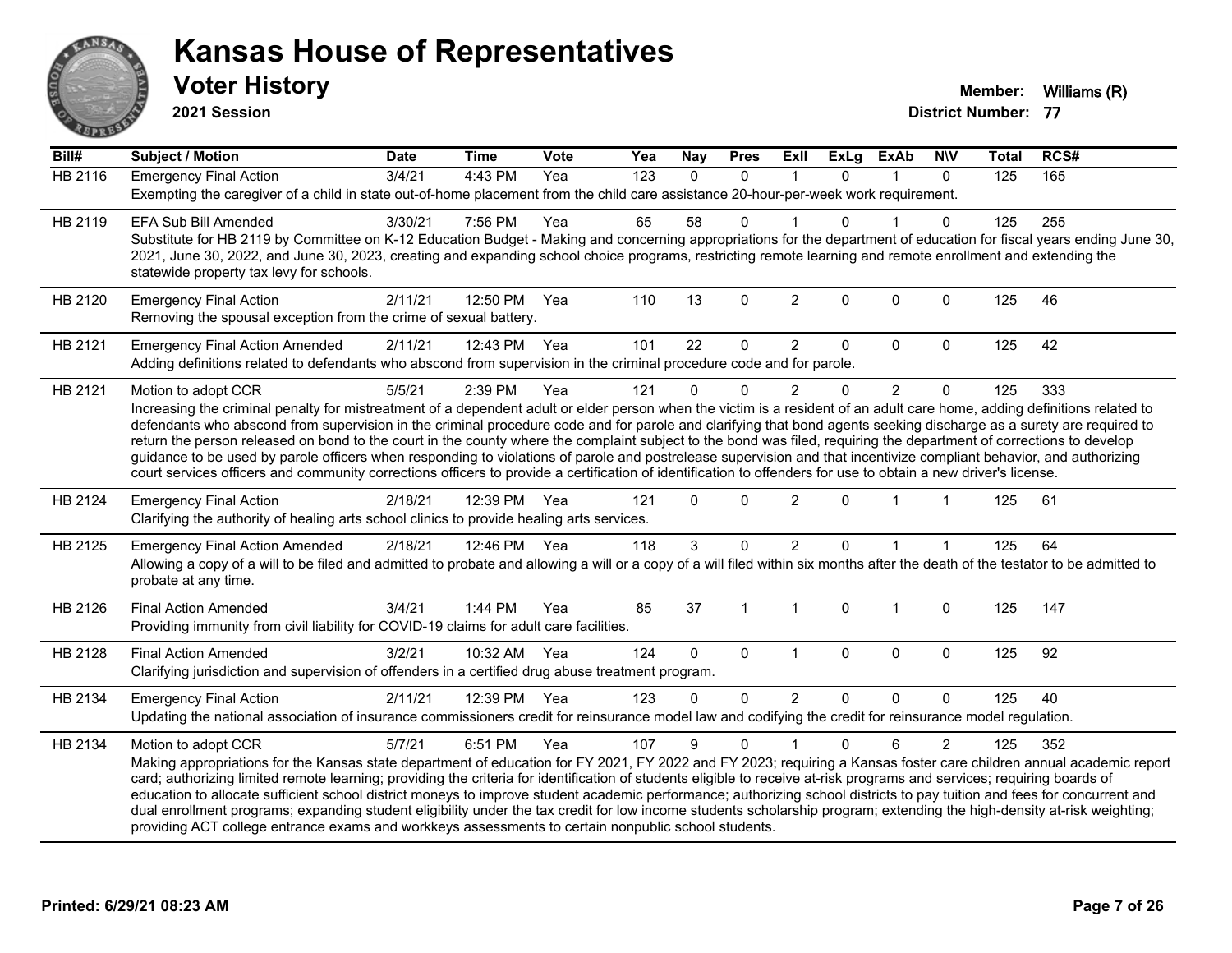# Kansas House of Representatives

## Voter History

**2021 Session**

**Member:** Williams (R)
**District Number:** 77

| Bill# | Subject / Motion | Date | Time | Vote | Yea | Nay | Pres | ExII | ExLg | ExAb | N\V | Total | RCS# |
|---|---|---|---|---|---|---|---|---|---|---|---|---|---|
| HB 2116 | Emergency Final Action | 3/4/21 | 4:43 PM | Yea | 123 | 0 | 0 | 1 | 0 | 1 | 0 | 125 | 165 |
| | Exempting the caregiver of a child in state out-of-home placement from the child care assistance 20-hour-per-week work requirement. | | | | | | | | | | | | |
| HB 2119 | EFA Sub Bill Amended | 3/30/21 | 7:56 PM | Yea | 65 | 58 | 0 | 1 | 0 | 1 | 0 | 125 | 255 |
| | Substitute for HB 2119 by Committee on K-12 Education Budget - Making and concerning appropriations for the department of education for fiscal years ending June 30, 2021, June 30, 2022, and June 30, 2023, creating and expanding school choice programs, restricting remote learning and remote enrollment and extending the statewide property tax levy for schools. | | | | | | | | | | | | |
| HB 2120 | Emergency Final Action | 2/11/21 | 12:50 PM | Yea | 110 | 13 | 0 | 2 | 0 | 0 | 0 | 125 | 46 |
| | Removing the spousal exception from the crime of sexual battery. | | | | | | | | | | | | |
| HB 2121 | Emergency Final Action Amended | 2/11/21 | 12:43 PM | Yea | 101 | 22 | 0 | 2 | 0 | 0 | 0 | 125 | 42 |
| | Adding definitions related to defendants who abscond from supervision in the criminal procedure code and for parole. | | | | | | | | | | | | |
| HB 2121 | Motion to adopt CCR | 5/5/21 | 2:39 PM | Yea | 121 | 0 | 0 | 2 | 0 | 2 | 0 | 125 | 333 |
| | Increasing the criminal penalty for mistreatment of a dependent adult or elder person when the victim is a resident of an adult care home, adding definitions related to defendants who abscond from supervision in the criminal procedure code and for parole and clarifying that bond agents seeking discharge as a surety are required to return the person released on bond to the court in the county where the complaint subject to the bond was filed, requiring the department of corrections to develop guidance to be used by parole officers when responding to violations of parole and postrelease supervision and that incentivize compliant behavior, and authorizing court services officers and community corrections officers to provide a certification of identification to offenders for use to obtain a new driver's license. | | | | | | | | | | | | |
| HB 2124 | Emergency Final Action | 2/18/21 | 12:39 PM | Yea | 121 | 0 | 0 | 2 | 0 | 1 | 1 | 125 | 61 |
| | Clarifying the authority of healing arts school clinics to provide healing arts services. | | | | | | | | | | | | |
| HB 2125 | Emergency Final Action Amended | 2/18/21 | 12:46 PM | Yea | 118 | 3 | 0 | 2 | 0 | 1 | 1 | 125 | 64 |
| | Allowing a copy of a will to be filed and admitted to probate and allowing a will or a copy of a will filed within six months after the death of the testator to be admitted to probate at any time. | | | | | | | | | | | | |
| HB 2126 | Final Action Amended | 3/4/21 | 1:44 PM | Yea | 85 | 37 | 1 | 1 | 0 | 1 | 0 | 125 | 147 |
| | Providing immunity from civil liability for COVID-19 claims for adult care facilities. | | | | | | | | | | | | |
| HB 2128 | Final Action Amended | 3/2/21 | 10:32 AM | Yea | 124 | 0 | 0 | 1 | 0 | 0 | 0 | 125 | 92 |
| | Clarifying jurisdiction and supervision of offenders in a certified drug abuse treatment program. | | | | | | | | | | | | |
| HB 2134 | Emergency Final Action | 2/11/21 | 12:39 PM | Yea | 123 | 0 | 0 | 2 | 0 | 0 | 0 | 125 | 40 |
| | Updating the national association of insurance commissioners credit for reinsurance model law and codifying the credit for reinsurance model regulation. | | | | | | | | | | | | |
| HB 2134 | Motion to adopt CCR | 5/7/21 | 6:51 PM | Yea | 107 | 9 | 0 | 1 | 0 | 6 | 2 | 125 | 352 |
| | Making appropriations for the Kansas state department of education for FY 2021, FY 2022 and FY 2023; requiring a Kansas foster care children annual academic report card; authorizing limited remote learning; providing the criteria for identification of students eligible to receive at-risk programs and services; requiring boards of education to allocate sufficient school district moneys to improve student academic performance; authorizing school districts to pay tuition and fees for concurrent and dual enrollment programs; expanding student eligibility under the tax credit for low income students scholarship program; extending the high-density at-risk weighting; providing ACT college entrance exams and workkeys assessments to certain nonpublic school students. | | | | | | | | | | | | |

**Printed: 6/29/21 08:23 AM**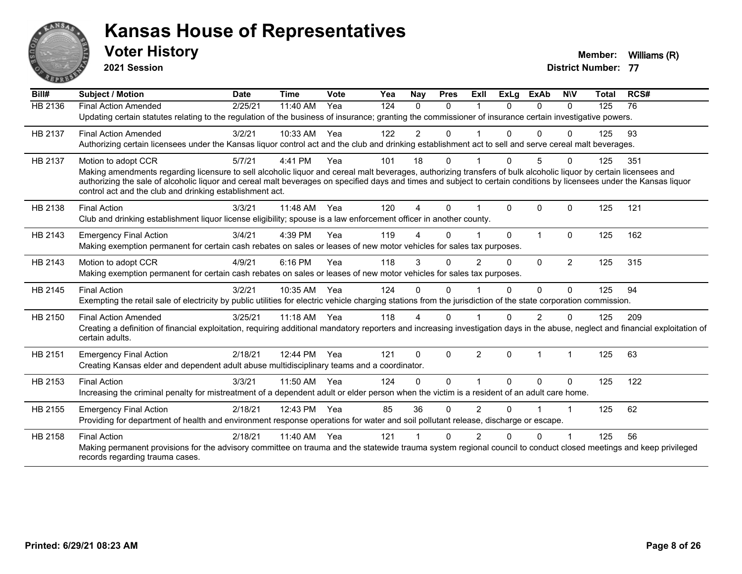# Kansas House of Representatives

## Voter History

**2021 Session**

**Member:** Williams (R)
**District Number:** 77

| Bill# | Subject / Motion | Date | Time | Vote | Yea | Nay | Pres | ExII | ExLg | ExAb | N\V | Total | RCS# |
|---|---|---|---|---|---|---|---|---|---|---|---|---|---|
| HB 2136 | Final Action Amended | 2/25/21 | 11:40 AM | Yea | 124 | 0 | 0 | 1 | 0 | 0 | 0 | 125 | 76 |
| | Updating certain statutes relating to the regulation of the business of insurance; granting the commissioner of insurance certain investigative powers. | | | | | | | | | | | | |
| HB 2137 | Final Action Amended | 3/2/21 | 10:33 AM | Yea | 122 | 2 | 0 | 1 | 0 | 0 | 0 | 125 | 93 |
| | Authorizing certain licensees under the Kansas liquor control act and the club and drinking establishment act to sell and serve cereal malt beverages. | | | | | | | | | | | | |
| HB 2137 | Motion to adopt CCR | 5/7/21 | 4:41 PM | Yea | 101 | 18 | 0 | 1 | 0 | 5 | 0 | 125 | 351 |
| | Making amendments regarding licensure to sell alcoholic liquor and cereal malt beverages, authorizing transfers of bulk alcoholic liquor by certain licensees and authorizing the sale of alcoholic liquor and cereal malt beverages on specified days and times and subject to certain conditions by licensees under the Kansas liquor control act and the club and drinking establishment act. | | | | | | | | | | | | |
| HB 2138 | Final Action | 3/3/21 | 11:48 AM | Yea | 120 | 4 | 0 | 1 | 0 | 0 | 0 | 125 | 121 |
| | Club and drinking establishment liquor license eligibility; spouse is a law enforcement officer in another county. | | | | | | | | | | | | |
| HB 2143 | Emergency Final Action | 3/4/21 | 4:39 PM | Yea | 119 | 4 | 0 | 1 | 0 | 1 | 0 | 125 | 162 |
| | Making exemption permanent for certain cash rebates on sales or leases of new motor vehicles for sales tax purposes. | | | | | | | | | | | | |
| HB 2143 | Motion to adopt CCR | 4/9/21 | 6:16 PM | Yea | 118 | 3 | 0 | 2 | 0 | 0 | 2 | 125 | 315 |
| | Making exemption permanent for certain cash rebates on sales or leases of new motor vehicles for sales tax purposes. | | | | | | | | | | | | |
| HB 2145 | Final Action | 3/2/21 | 10:35 AM | Yea | 124 | 0 | 0 | 1 | 0 | 0 | 0 | 125 | 94 |
| | Exempting the retail sale of electricity by public utilities for electric vehicle charging stations from the jurisdiction of the state corporation commission. | | | | | | | | | | | | |
| HB 2150 | Final Action Amended | 3/25/21 | 11:18 AM | Yea | 118 | 4 | 0 | 1 | 0 | 2 | 0 | 125 | 209 |
| | Creating a definition of financial exploitation, requiring additional mandatory reporters and increasing investigation days in the abuse, neglect and financial exploitation of certain adults. | | | | | | | | | | | | |
| HB 2151 | Emergency Final Action | 2/18/21 | 12:44 PM | Yea | 121 | 0 | 0 | 2 | 0 | 1 | 1 | 125 | 63 |
| | Creating Kansas elder and dependent adult abuse multidisciplinary teams and a coordinator. | | | | | | | | | | | | |
| HB 2153 | Final Action | 3/3/21 | 11:50 AM | Yea | 124 | 0 | 0 | 1 | 0 | 0 | 0 | 125 | 122 |
| | Increasing the criminal penalty for mistreatment of a dependent adult or elder person when the victim is a resident of an adult care home. | | | | | | | | | | | | |
| HB 2155 | Emergency Final Action | 2/18/21 | 12:43 PM | Yea | 85 | 36 | 0 | 2 | 0 | 1 | 1 | 125 | 62 |
| | Providing for department of health and environment response operations for water and soil pollutant release, discharge or escape. | | | | | | | | | | | | |
| HB 2158 | Final Action | 2/18/21 | 11:40 AM | Yea | 121 | 1 | 0 | 2 | 0 | 0 | 1 | 125 | 56 |
| | Making permanent provisions for the advisory committee on trauma and the statewide trauma system regional council to conduct closed meetings and keep privileged records regarding trauma cases. | | | | | | | | | | | | |

**Printed: 6/29/21 08:23 AM**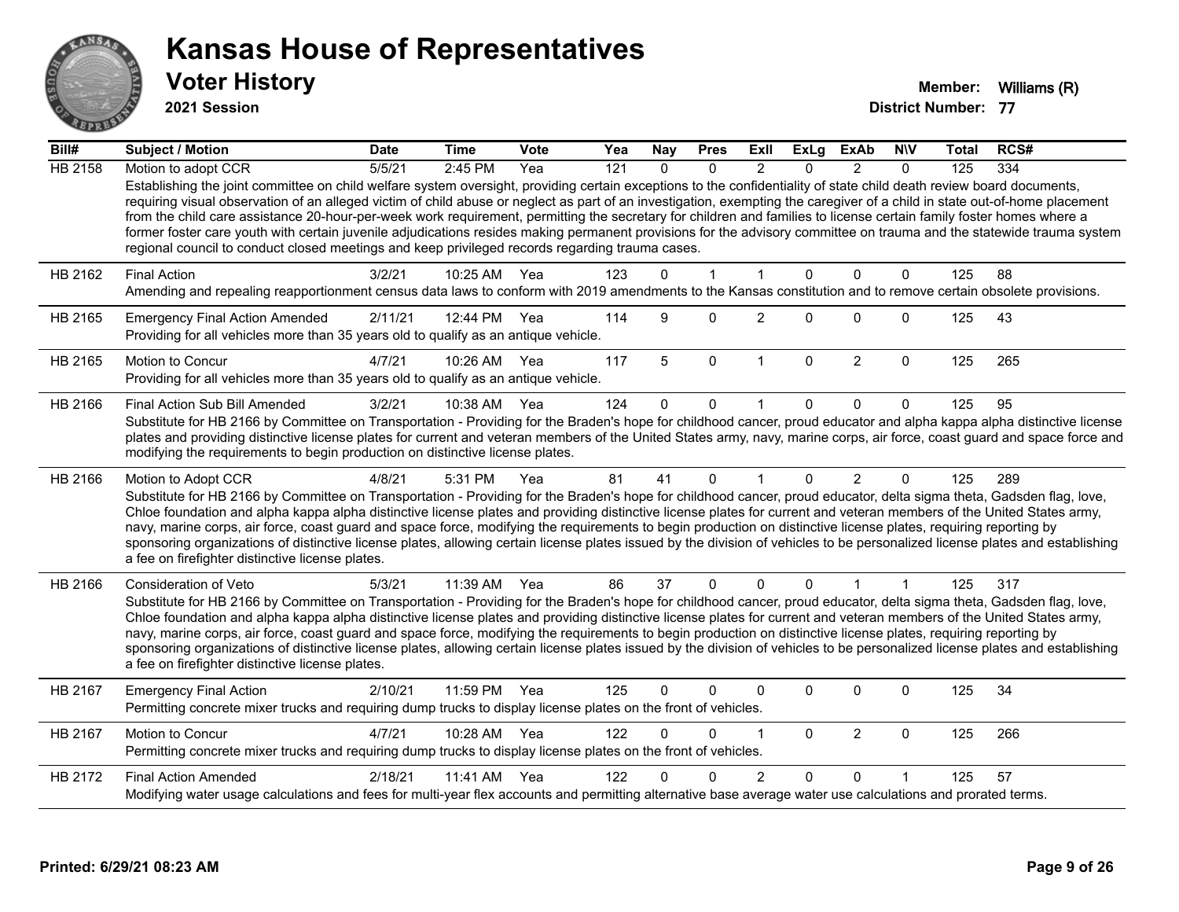# Kansas House of Representatives

## Voter History

**2021 Session**

**Member:** Williams (R)
**District Number:** 77

| Bill# | Subject / Motion | Date | Time | Vote | Yea | Nay | Pres | ExII | ExLg | ExAb | N\V | Total | RCS# |
|---|---|---|---|---|---|---|---|---|---|---|---|---|---|
| HB 2158 | Motion to adopt CCR | 5/5/21 | 2:45 PM | Yea | 121 | 0 | 0 | 2 | 0 | 2 | 0 | 125 | 334 |
| | Establishing the joint committee on child welfare system oversight, providing certain exceptions to the confidentiality of state child death review board documents, requiring visual observation of an alleged victim of child abuse or neglect as part of an investigation, exempting the caregiver of a child in state out-of-home placement from the child care assistance 20-hour-per-week work requirement, permitting the secretary for children and families to license certain family foster homes where a former foster care youth with certain juvenile adjudications resides making permanent provisions for the advisory committee on trauma and the statewide trauma system regional council to conduct closed meetings and keep privileged records regarding trauma cases. | | | | | | | | | | | | |
| HB 2162 | Final Action | 3/2/21 | 10:25 AM | Yea | 123 | 0 | 1 | 1 | 0 | 0 | 0 | 125 | 88 |
| | Amending and repealing reapportionment census data laws to conform with 2019 amendments to the Kansas constitution and to remove certain obsolete provisions. | | | | | | | | | | | | |
| HB 2165 | Emergency Final Action Amended | 2/11/21 | 12:44 PM | Yea | 114 | 9 | 0 | 2 | 0 | 0 | 0 | 125 | 43 |
| | Providing for all vehicles more than 35 years old to qualify as an antique vehicle. | | | | | | | | | | | | |
| HB 2165 | Motion to Concur | 4/7/21 | 10:26 AM | Yea | 117 | 5 | 0 | 1 | 0 | 2 | 0 | 125 | 265 |
| | Providing for all vehicles more than 35 years old to qualify as an antique vehicle. | | | | | | | | | | | | |
| HB 2166 | Final Action Sub Bill Amended | 3/2/21 | 10:38 AM | Yea | 124 | 0 | 0 | 1 | 0 | 0 | 0 | 125 | 95 |
| | Substitute for HB 2166 by Committee on Transportation - Providing for the Braden's hope for childhood cancer, proud educator and alpha kappa alpha distinctive license plates and providing distinctive license plates for current and veteran members of the United States army, navy, marine corps, air force, coast guard and space force and modifying the requirements to begin production on distinctive license plates. | | | | | | | | | | | | |
| HB 2166 | Motion to Adopt CCR | 4/8/21 | 5:31 PM | Yea | 81 | 41 | 0 | 1 | 0 | 2 | 0 | 125 | 289 |
| | Substitute for HB 2166 by Committee on Transportation - Providing for the Braden's hope for childhood cancer, proud educator, delta sigma theta, Gadsden flag, love, Chloe foundation and alpha kappa alpha distinctive license plates and providing distinctive license plates for current and veteran members of the United States army, navy, marine corps, air force, coast guard and space force, modifying the requirements to begin production on distinctive license plates, requiring reporting by sponsoring organizations of distinctive license plates, allowing certain license plates issued by the division of vehicles to be personalized license plates and establishing a fee on firefighter distinctive license plates. | | | | | | | | | | | | |
| HB 2166 | Consideration of Veto | 5/3/21 | 11:39 AM | Yea | 86 | 37 | 0 | 0 | 0 | 1 | 1 | 125 | 317 |
| | Substitute for HB 2166 by Committee on Transportation - Providing for the Braden's hope for childhood cancer, proud educator, delta sigma theta, Gadsden flag, love, Chloe foundation and alpha kappa alpha distinctive license plates and providing distinctive license plates for current and veteran members of the United States army, navy, marine corps, air force, coast guard and space force, modifying the requirements to begin production on distinctive license plates, requiring reporting by sponsoring organizations of distinctive license plates, allowing certain license plates issued by the division of vehicles to be personalized license plates and establishing a fee on firefighter distinctive license plates. | | | | | | | | | | | | |
| HB 2167 | Emergency Final Action | 2/10/21 | 11:59 PM | Yea | 125 | 0 | 0 | 0 | 0 | 0 | 0 | 125 | 34 |
| | Permitting concrete mixer trucks and requiring dump trucks to display license plates on the front of vehicles. | | | | | | | | | | | | |
| HB 2167 | Motion to Concur | 4/7/21 | 10:28 AM | Yea | 122 | 0 | 0 | 1 | 0 | 2 | 0 | 125 | 266 |
| | Permitting concrete mixer trucks and requiring dump trucks to display license plates on the front of vehicles. | | | | | | | | | | | | |
| HB 2172 | Final Action Amended | 2/18/21 | 11:41 AM | Yea | 122 | 0 | 0 | 2 | 0 | 0 | 1 | 125 | 57 |
| | Modifying water usage calculations and fees for multi-year flex accounts and permitting alternative base average water use calculations and prorated terms. | | | | | | | | | | | | |

**Printed: 6/29/21 08:23 AM**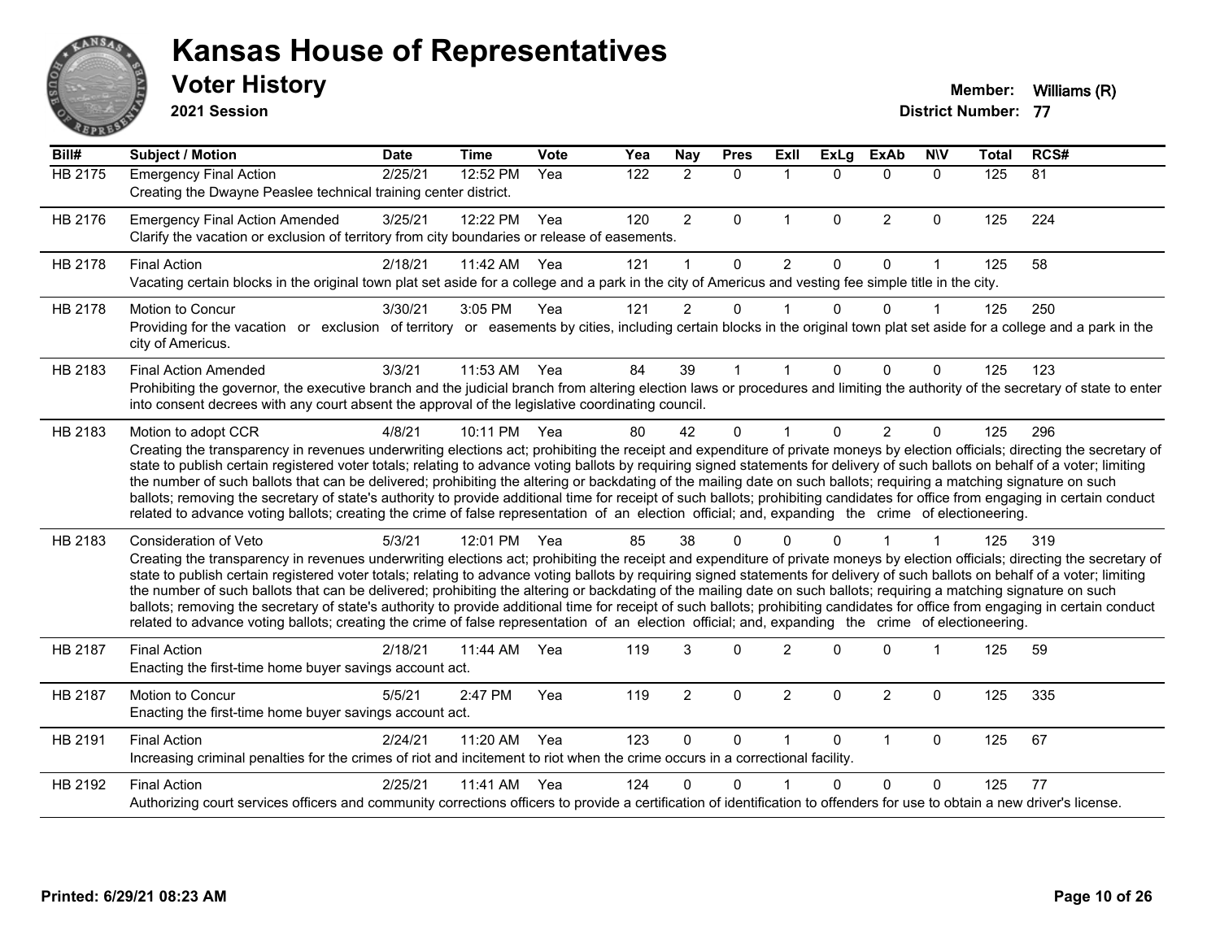# Kansas House of Representatives

## Voter History

**2021 Session**

**Member:** Williams (R)

**District Number:** 77

| Bill# | Subject / Motion | Date | Time | Vote | Yea | Nay | Pres | ExII | ExLg | ExAb | N\V | Total | RCS# |
|---|---|---|---|---|---|---|---|---|---|---|---|---|---|
| HB 2175 | Emergency Final Action | 2/25/21 | 12:52 PM | Yea | 122 | 2 | 0 | 1 | 0 | 0 | 0 | 125 | 81 |
| | Creating the Dwayne Peaslee technical training center district. | | | | | | | | | | | | |
| HB 2176 | Emergency Final Action Amended | 3/25/21 | 12:22 PM | Yea | 120 | 2 | 0 | 1 | 0 | 2 | 0 | 125 | 224 |
| | Clarify the vacation or exclusion of territory from city boundaries or release of easements. | | | | | | | | | | | | |
| HB 2178 | Final Action | 2/18/21 | 11:42 AM | Yea | 121 | 1 | 0 | 2 | 0 | 0 | 1 | 125 | 58 |
| | Vacating certain blocks in the original town plat set aside for a college and a park in the city of Americus and vesting fee simple title in the city. | | | | | | | | | | | | |
| HB 2178 | Motion to Concur | 3/30/21 | 3:05 PM | Yea | 121 | 2 | 0 | 1 | 0 | 0 | 1 | 125 | 250 |
| | Providing for the vacation or exclusion of territory or easements by cities, including certain blocks in the original town plat set aside for a college and a park in the city of Americus. | | | | | | | | | | | | |
| HB 2183 | Final Action Amended | 3/3/21 | 11:53 AM | Yea | 84 | 39 | 1 | 1 | 0 | 0 | 0 | 125 | 123 |
| | Prohibiting the governor, the executive branch and the judicial branch from altering election laws or procedures and limiting the authority of the secretary of state to enter into consent decrees with any court absent the approval of the legislative coordinating council. | | | | | | | | | | | | |
| HB 2183 | Motion to adopt CCR | 4/8/21 | 10:11 PM | Yea | 80 | 42 | 0 | 1 | 0 | 2 | 0 | 125 | 296 |
| | Creating the transparency in revenues underwriting elections act; prohibiting the receipt and expenditure of private moneys by election officials; directing the secretary of state to publish certain registered voter totals; relating to advance voting ballots by requiring signed statements for delivery of such ballots on behalf of a voter; limiting the number of such ballots that can be delivered; prohibiting the altering or backdating of the mailing date on such ballots; requiring a matching signature on such ballots; removing the secretary of state's authority to provide additional time for receipt of such ballots; prohibiting candidates for office from engaging in certain conduct related to advance voting ballots; creating the crime of false representation of an election official; and, expanding the crime of electioneering. | | | | | | | | | | | | |
| HB 2183 | Consideration of Veto | 5/3/21 | 12:01 PM | Yea | 85 | 38 | 0 | 0 | 0 | 1 | 1 | 125 | 319 |
| | Creating the transparency in revenues underwriting elections act; prohibiting the receipt and expenditure of private moneys by election officials; directing the secretary of state to publish certain registered voter totals; relating to advance voting ballots by requiring signed statements for delivery of such ballots on behalf of a voter; limiting the number of such ballots that can be delivered; prohibiting the altering or backdating of the mailing date on such ballots; requiring a matching signature on such ballots; removing the secretary of state's authority to provide additional time for receipt of such ballots; prohibiting candidates for office from engaging in certain conduct related to advance voting ballots; creating the crime of false representation of an election official; and, expanding the crime of electioneering. | | | | | | | | | | | | |
| HB 2187 | Final Action | 2/18/21 | 11:44 AM | Yea | 119 | 3 | 0 | 2 | 0 | 0 | 1 | 125 | 59 |
| | Enacting the first-time home buyer savings account act. | | | | | | | | | | | | |
| HB 2187 | Motion to Concur | 5/5/21 | 2:47 PM | Yea | 119 | 2 | 0 | 2 | 0 | 2 | 0 | 125 | 335 |
| | Enacting the first-time home buyer savings account act. | | | | | | | | | | | | |
| HB 2191 | Final Action | 2/24/21 | 11:20 AM | Yea | 123 | 0 | 0 | 1 | 0 | 1 | 0 | 125 | 67 |
| | Increasing criminal penalties for the crimes of riot and incitement to riot when the crime occurs in a correctional facility. | | | | | | | | | | | | |
| HB 2192 | Final Action | 2/25/21 | 11:41 AM | Yea | 124 | 0 | 0 | 1 | 0 | 0 | 0 | 125 | 77 |
| | Authorizing court services officers and community corrections officers to provide a certification of identification to offenders for use to obtain a new driver's license. | | | | | | | | | | | | |

Printed: 6/29/21 08:23 AM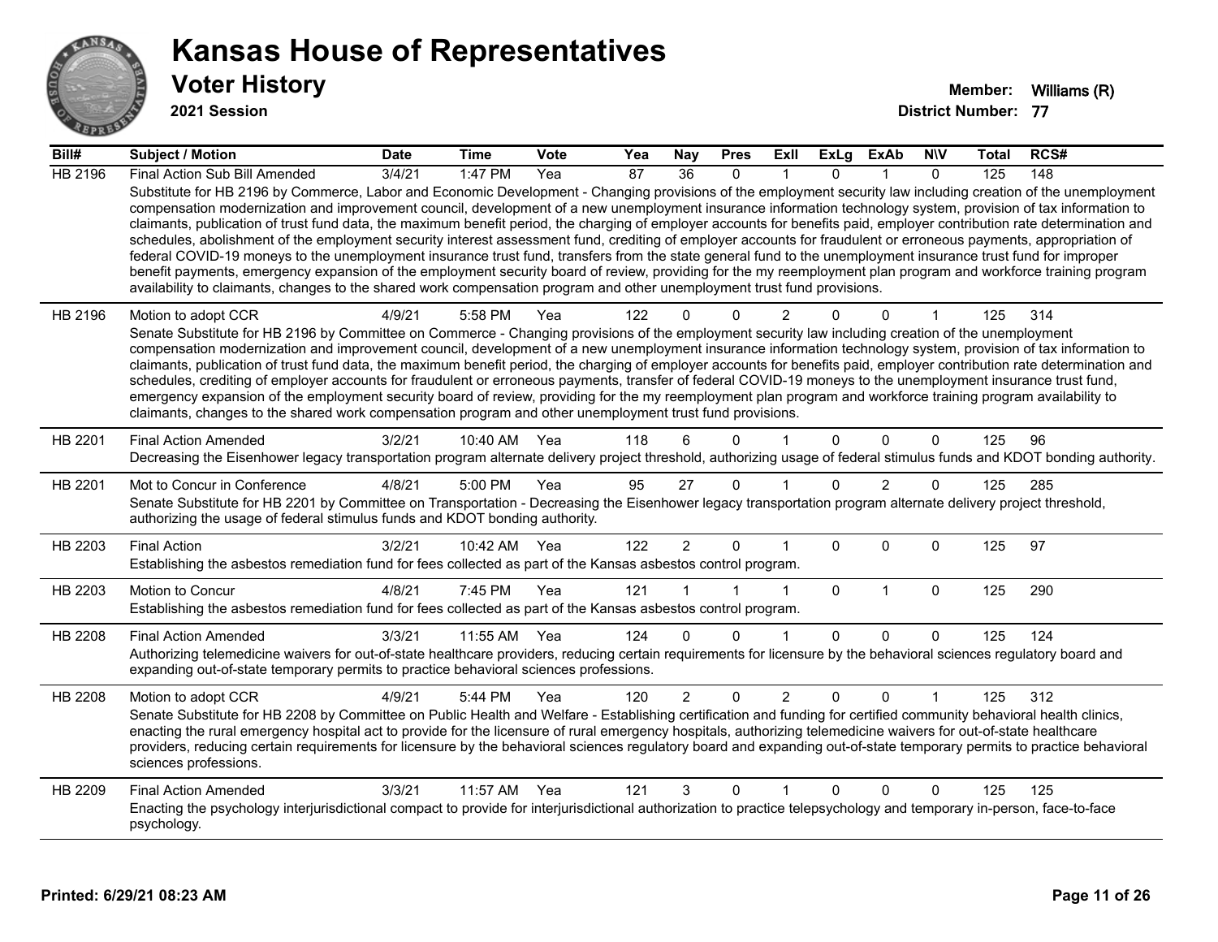# Kansas House of Representatives

## Voter History

**2021 Session**

**Member:** Williams (R)

**District Number:** 77

| Bill# | Subject / Motion | Date | Time | Vote | Yea | Nay | Pres | ExII | ExLg | ExAb | N\V | Total | RCS# |
|---|---|---|---|---|---|---|---|---|---|---|---|---|---|
| HB 2196 | Final Action Sub Bill Amended | 3/4/21 | 1:47 PM | Yea | 87 | 36 | 0 | 1 | 0 | 1 | 0 | 125 | 148 |
| | Substitute for HB 2196 by Commerce, Labor and Economic Development - Changing provisions of the employment security law including creation of the unemployment compensation modernization and improvement council, development of a new unemployment insurance information technology system, provision of tax information to claimants, publication of trust fund data, the maximum benefit period, the charging of employer accounts for benefits paid, employer contribution rate determination and schedules, abolishment of the employment security interest assessment fund, crediting of employer accounts for fraudulent or erroneous payments, appropriation of federal COVID-19 moneys to the unemployment insurance trust fund, transfers from the state general fund to the unemployment insurance trust fund for improper benefit payments, emergency expansion of the employment security board of review, providing for the my reemployment plan program and workforce training program availability to claimants, changes to the shared work compensation program and other unemployment trust fund provisions. | | | | | | | | | | | | |
| HB 2196 | Motion to adopt CCR | 4/9/21 | 5:58 PM | Yea | 122 | 0 | 0 | 2 | 0 | 0 | 1 | 125 | 314 |
| | Senate Substitute for HB 2196 by Committee on Commerce - Changing provisions of the employment security law including creation of the unemployment compensation modernization and improvement council, development of a new unemployment insurance information technology system, provision of tax information to claimants, publication of trust fund data, the maximum benefit period, the charging of employer accounts for benefits paid, employer contribution rate determination and schedules, crediting of employer accounts for fraudulent or erroneous payments, transfer of federal COVID-19 moneys to the unemployment insurance trust fund, emergency expansion of the employment security board of review, providing for the my reemployment plan program and workforce training program availability to claimants, changes to the shared work compensation program and other unemployment trust fund provisions. | | | | | | | | | | | | |
| HB 2201 | Final Action Amended | 3/2/21 | 10:40 AM | Yea | 118 | 6 | 0 | 1 | 0 | 0 | 0 | 125 | 96 |
| | Decreasing the Eisenhower legacy transportation program alternate delivery project threshold, authorizing usage of federal stimulus funds and KDOT bonding authority. | | | | | | | | | | | | |
| HB 2201 | Mot to Concur in Conference | 4/8/21 | 5:00 PM | Yea | 95 | 27 | 0 | 1 | 0 | 2 | 0 | 125 | 285 |
| | Senate Substitute for HB 2201 by Committee on Transportation - Decreasing the Eisenhower legacy transportation program alternate delivery project threshold, authorizing the usage of federal stimulus funds and KDOT bonding authority. | | | | | | | | | | | | |
| HB 2203 | Final Action | 3/2/21 | 10:42 AM | Yea | 122 | 2 | 0 | 1 | 0 | 0 | 0 | 125 | 97 |
| | Establishing the asbestos remediation fund for fees collected as part of the Kansas asbestos control program. | | | | | | | | | | | | |
| HB 2203 | Motion to Concur | 4/8/21 | 7:45 PM | Yea | 121 | 1 | 1 | 1 | 0 | 1 | 0 | 125 | 290 |
| | Establishing the asbestos remediation fund for fees collected as part of the Kansas asbestos control program. | | | | | | | | | | | | |
| HB 2208 | Final Action Amended | 3/3/21 | 11:55 AM | Yea | 124 | 0 | 0 | 1 | 0 | 0 | 0 | 125 | 124 |
| | Authorizing telemedicine waivers for out-of-state healthcare providers, reducing certain requirements for licensure by the behavioral sciences regulatory board and expanding out-of-state temporary permits to practice behavioral sciences professions. | | | | | | | | | | | | |
| HB 2208 | Motion to adopt CCR | 4/9/21 | 5:44 PM | Yea | 120 | 2 | 0 | 2 | 0 | 0 | 1 | 125 | 312 |
| | Senate Substitute for HB 2208 by Committee on Public Health and Welfare - Establishing certification and funding for certified community behavioral health clinics, enacting the rural emergency hospital act to provide for the licensure of rural emergency hospitals, authorizing telemedicine waivers for out-of-state healthcare providers, reducing certain requirements for licensure by the behavioral sciences regulatory board and expanding out-of-state temporary permits to practice behavioral sciences professions. | | | | | | | | | | | | |
| HB 2209 | Final Action Amended | 3/3/21 | 11:57 AM | Yea | 121 | 3 | 0 | 1 | 0 | 0 | 0 | 125 | 125 |
| | Enacting the psychology interjurisdictional compact to provide for interjurisdictional authorization to practice telepsychology and temporary in-person, face-to-face psychology. | | | | | | | | | | | | |

**Printed: 6/29/21 08:23 AM**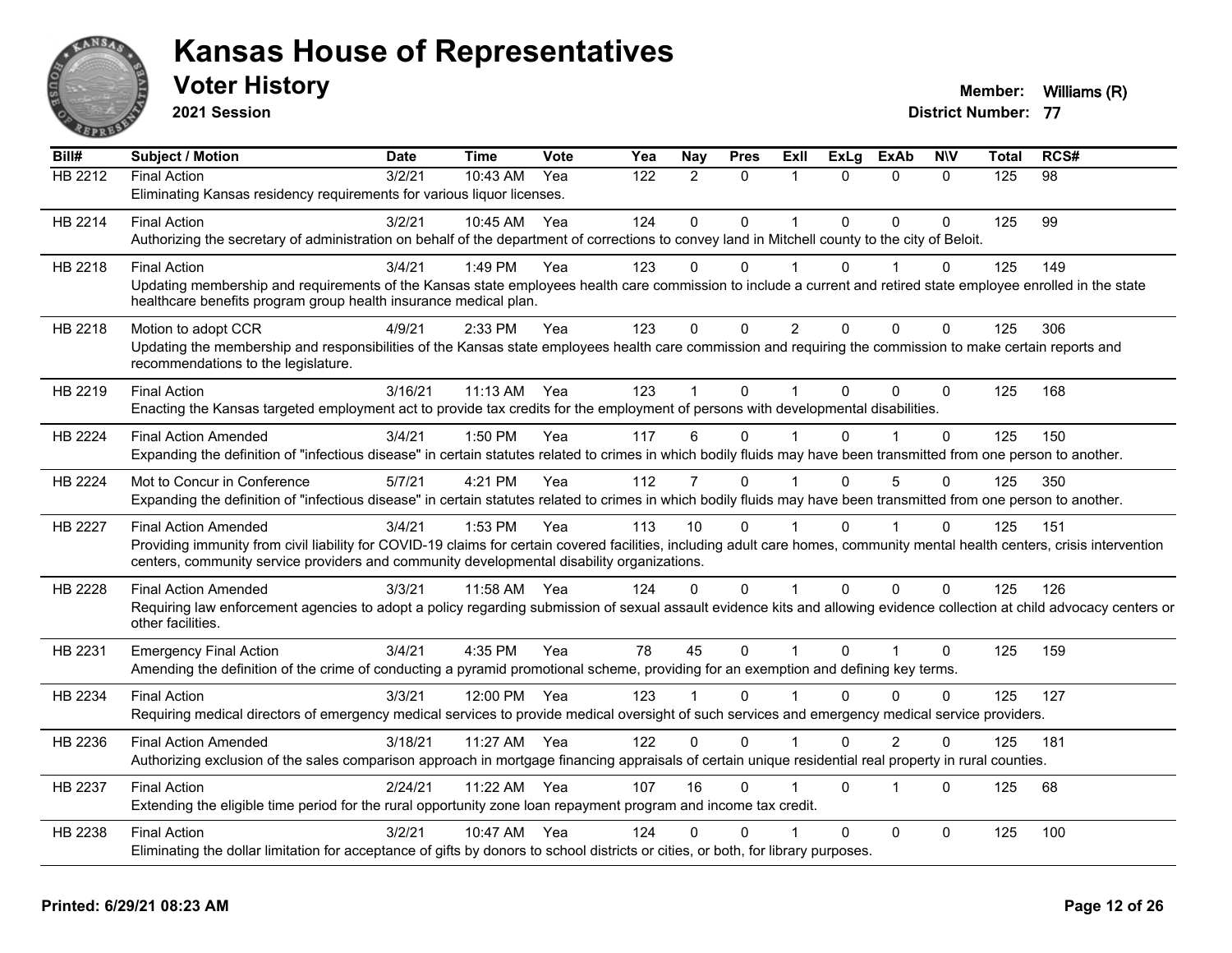# Kansas House of Representatives

## Voter History

**2021 Session**

**Member:** Williams (R)
**District Number:** 77

| Bill# | Subject / Motion | Date | Time | Vote | Yea | Nay | Pres | ExII | ExLg | ExAb | N\V | Total | RCS# |
|---|---|---|---|---|---|---|---|---|---|---|---|---|---|
| HB 2212 | Final Action | 3/2/21 | 10:43 AM | Yea | 122 | 2 | 0 | 1 | 0 | 0 | 0 | 125 | 98 |
| | Eliminating Kansas residency requirements for various liquor licenses. | | | | | | | | | | | | |
| HB 2214 | Final Action | 3/2/21 | 10:45 AM | Yea | 124 | 0 | 0 | 1 | 0 | 0 | 0 | 125 | 99 |
| | Authorizing the secretary of administration on behalf of the department of corrections to convey land in Mitchell county to the city of Beloit. | | | | | | | | | | | | |
| HB 2218 | Final Action | 3/4/21 | 1:49 PM | Yea | 123 | 0 | 0 | 1 | 0 | 1 | 0 | 125 | 149 |
| | Updating membership and requirements of the Kansas state employees health care commission to include a current and retired state employee enrolled in the state healthcare benefits program group health insurance medical plan. | | | | | | | | | | | | |
| HB 2218 | Motion to adopt CCR | 4/9/21 | 2:33 PM | Yea | 123 | 0 | 0 | 2 | 0 | 0 | 0 | 125 | 306 |
| | Updating the membership and responsibilities of the Kansas state employees health care commission and requiring the commission to make certain reports and recommendations to the legislature. | | | | | | | | | | | | |
| HB 2219 | Final Action | 3/16/21 | 11:13 AM | Yea | 123 | 1 | 0 | 1 | 0 | 0 | 0 | 125 | 168 |
| | Enacting the Kansas targeted employment act to provide tax credits for the employment of persons with developmental disabilities. | | | | | | | | | | | | |
| HB 2224 | Final Action Amended | 3/4/21 | 1:50 PM | Yea | 117 | 6 | 0 | 1 | 0 | 1 | 0 | 125 | 150 |
| | Expanding the definition of "infectious disease" in certain statutes related to crimes in which bodily fluids may have been transmitted from one person to another. | | | | | | | | | | | | |
| HB 2224 | Mot to Concur in Conference | 5/7/21 | 4:21 PM | Yea | 112 | 7 | 0 | 1 | 0 | 5 | 0 | 125 | 350 |
| | Expanding the definition of "infectious disease" in certain statutes related to crimes in which bodily fluids may have been transmitted from one person to another. | | | | | | | | | | | | |
| HB 2227 | Final Action Amended | 3/4/21 | 1:53 PM | Yea | 113 | 10 | 0 | 1 | 0 | 1 | 0 | 125 | 151 |
| | Providing immunity from civil liability for COVID-19 claims for certain covered facilities, including adult care homes, community mental health centers, crisis intervention centers, community service providers and community developmental disability organizations. | | | | | | | | | | | | |
| HB 2228 | Final Action Amended | 3/3/21 | 11:58 AM | Yea | 124 | 0 | 0 | 1 | 0 | 0 | 0 | 125 | 126 |
| | Requiring law enforcement agencies to adopt a policy regarding submission of sexual assault evidence kits and allowing evidence collection at child advocacy centers or other facilities. | | | | | | | | | | | | |
| HB 2231 | Emergency Final Action | 3/4/21 | 4:35 PM | Yea | 78 | 45 | 0 | 1 | 0 | 1 | 0 | 125 | 159 |
| | Amending the definition of the crime of conducting a pyramid promotional scheme, providing for an exemption and defining key terms. | | | | | | | | | | | | |
| HB 2234 | Final Action | 3/3/21 | 12:00 PM | Yea | 123 | 1 | 0 | 1 | 0 | 0 | 0 | 125 | 127 |
| | Requiring medical directors of emergency medical services to provide medical oversight of such services and emergency medical service providers. | | | | | | | | | | | | |
| HB 2236 | Final Action Amended | 3/18/21 | 11:27 AM | Yea | 122 | 0 | 0 | 1 | 0 | 2 | 0 | 125 | 181 |
| | Authorizing exclusion of the sales comparison approach in mortgage financing appraisals of certain unique residential real property in rural counties. | | | | | | | | | | | | |
| HB 2237 | Final Action | 2/24/21 | 11:22 AM | Yea | 107 | 16 | 0 | 1 | 0 | 1 | 0 | 125 | 68 |
| | Extending the eligible time period for the rural opportunity zone loan repayment program and income tax credit. | | | | | | | | | | | | |
| HB 2238 | Final Action | 3/2/21 | 10:47 AM | Yea | 124 | 0 | 0 | 1 | 0 | 0 | 0 | 125 | 100 |
| | Eliminating the dollar limitation for acceptance of gifts by donors to school districts or cities, or both, for library purposes. | | | | | | | | | | | | |

**Printed: 6/29/21 08:23 AM**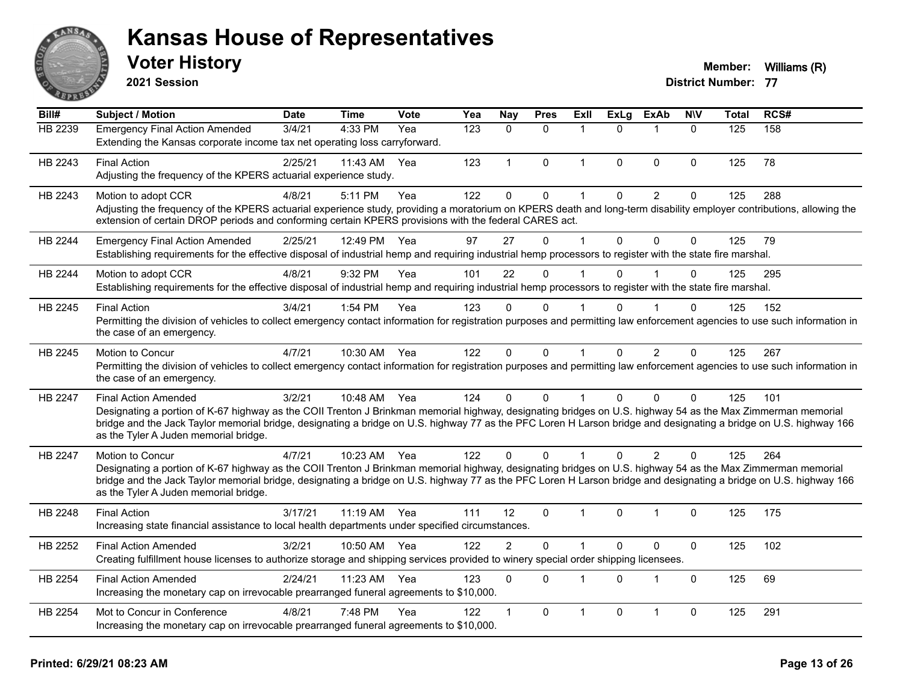# Kansas House of Representatives

## Voter History

**2021 Session**

**Member:** Williams (R)
**District Number:** 77

| Bill# | Subject / Motion | Date | Time | Vote | Yea | Nay | Pres | ExII | ExLg | ExAb | N\V | Total | RCS# |
|---|---|---|---|---|---|---|---|---|---|---|---|---|---|
| HB 2239 | Emergency Final Action Amended | 3/4/21 | 4:33 PM | Yea | 123 | 0 | 0 | 1 | 0 | 1 | 0 | 125 | 158 |
| | Extending the Kansas corporate income tax net operating loss carryforward. | | | | | | | | | | | | |
| HB 2243 | Final Action | 2/25/21 | 11:43 AM | Yea | 123 | 1 | 0 | 1 | 0 | 0 | 0 | 125 | 78 |
| | Adjusting the frequency of the KPERS actuarial experience study. | | | | | | | | | | | | |
| HB 2243 | Motion to adopt CCR | 4/8/21 | 5:11 PM | Yea | 122 | 0 | 0 | 1 | 0 | 2 | 0 | 125 | 288 |
| | Adjusting the frequency of the KPERS actuarial experience study, providing a moratorium on KPERS death and long-term disability employer contributions, allowing the extension of certain DROP periods and conforming certain KPERS provisions with the federal CARES act. | | | | | | | | | | | | |
| HB 2244 | Emergency Final Action Amended | 2/25/21 | 12:49 PM | Yea | 97 | 27 | 0 | 1 | 0 | 0 | 0 | 125 | 79 |
| | Establishing requirements for the effective disposal of industrial hemp and requiring industrial hemp processors to register with the state fire marshal. | | | | | | | | | | | | |
| HB 2244 | Motion to adopt CCR | 4/8/21 | 9:32 PM | Yea | 101 | 22 | 0 | 1 | 0 | 1 | 0 | 125 | 295 |
| | Establishing requirements for the effective disposal of industrial hemp and requiring industrial hemp processors to register with the state fire marshal. | | | | | | | | | | | | |
| HB 2245 | Final Action | 3/4/21 | 1:54 PM | Yea | 123 | 0 | 0 | 1 | 0 | 1 | 0 | 125 | 152 |
| | Permitting the division of vehicles to collect emergency contact information for registration purposes and permitting law enforcement agencies to use such information in the case of an emergency. | | | | | | | | | | | | |
| HB 2245 | Motion to Concur | 4/7/21 | 10:30 AM | Yea | 122 | 0 | 0 | 1 | 0 | 2 | 0 | 125 | 267 |
| | Permitting the division of vehicles to collect emergency contact information for registration purposes and permitting law enforcement agencies to use such information in the case of an emergency. | | | | | | | | | | | | |
| HB 2247 | Final Action Amended | 3/2/21 | 10:48 AM | Yea | 124 | 0 | 0 | 1 | 0 | 0 | 0 | 125 | 101 |
| | Designating a portion of K-67 highway as the COII Trenton J Brinkman memorial highway, designating bridges on U.S. highway 54 as the Max Zimmerman memorial bridge and the Jack Taylor memorial bridge, designating a bridge on U.S. highway 77 as the PFC Loren H Larson bridge and designating a bridge on U.S. highway 166 as the Tyler A Juden memorial bridge. | | | | | | | | | | | | |
| HB 2247 | Motion to Concur | 4/7/21 | 10:23 AM | Yea | 122 | 0 | 0 | 1 | 0 | 2 | 0 | 125 | 264 |
| | Designating a portion of K-67 highway as the COII Trenton J Brinkman memorial highway, designating bridges on U.S. highway 54 as the Max Zimmerman memorial bridge and the Jack Taylor memorial bridge, designating a bridge on U.S. highway 77 as the PFC Loren H Larson bridge and designating a bridge on U.S. highway 166 as the Tyler A Juden memorial bridge. | | | | | | | | | | | | |
| HB 2248 | Final Action | 3/17/21 | 11:19 AM | Yea | 111 | 12 | 0 | 1 | 0 | 1 | 0 | 125 | 175 |
| | Increasing state financial assistance to local health departments under specified circumstances. | | | | | | | | | | | | |
| HB 2252 | Final Action Amended | 3/2/21 | 10:50 AM | Yea | 122 | 2 | 0 | 1 | 0 | 0 | 0 | 125 | 102 |
| | Creating fulfillment house licenses to authorize storage and shipping services provided to winery special order shipping licensees. | | | | | | | | | | | | |
| HB 2254 | Final Action Amended | 2/24/21 | 11:23 AM | Yea | 123 | 0 | 0 | 1 | 0 | 1 | 0 | 125 | 69 |
| | Increasing the monetary cap on irrevocable prearranged funeral agreements to $10,000. | | | | | | | | | | | | |
| HB 2254 | Mot to Concur in Conference | 4/8/21 | 7:48 PM | Yea | 122 | 1 | 0 | 1 | 0 | 1 | 0 | 125 | 291 |
| | Increasing the monetary cap on irrevocable prearranged funeral agreements to $10,000. | | | | | | | | | | | | |

**Printed: 6/29/21 08:23 AM**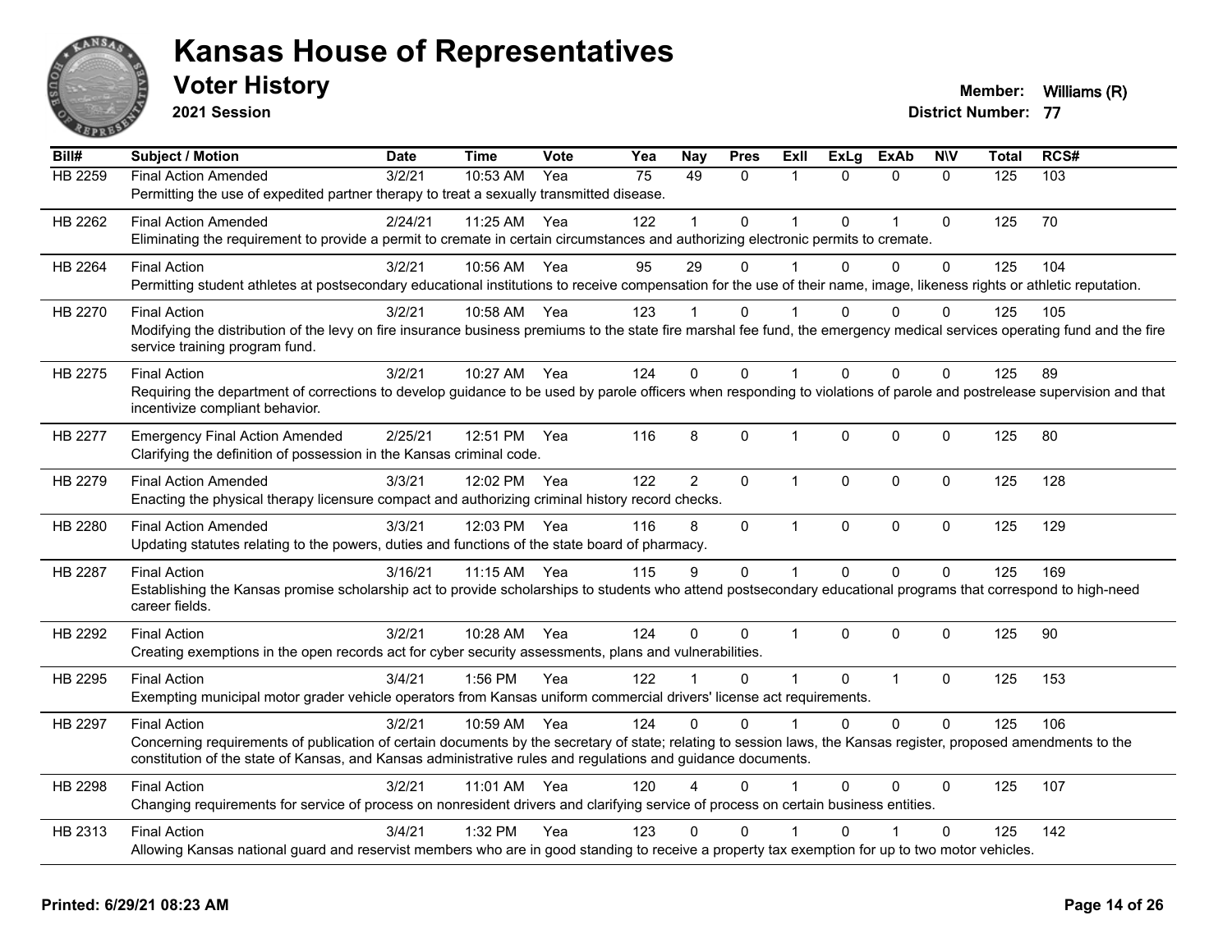# Kansas House of Representatives

## Voter History

**2021 Session**

**Member:** Williams (R)
**District Number:** 77

| Bill# | Subject / Motion | Date | Time | Vote | Yea | Nay | Pres | ExII | ExLg | ExAb | N\V | Total | RCS# |
|---|---|---|---|---|---|---|---|---|---|---|---|---|---|
| HB 2259 | Final Action Amended | 3/2/21 | 10:53 AM | Yea | 75 | 49 | 0 | 1 | 0 | 0 | 0 | 125 | 103 |
| | Permitting the use of expedited partner therapy to treat a sexually transmitted disease. | | | | | | | | | | | | |
| HB 2262 | Final Action Amended | 2/24/21 | 11:25 AM | Yea | 122 | 1 | 0 | 1 | 0 | 1 | 0 | 125 | 70 |
| | Eliminating the requirement to provide a permit to cremate in certain circumstances and authorizing electronic permits to cremate. | | | | | | | | | | | | |
| HB 2264 | Final Action | 3/2/21 | 10:56 AM | Yea | 95 | 29 | 0 | 1 | 0 | 0 | 0 | 125 | 104 |
| | Permitting student athletes at postsecondary educational institutions to receive compensation for the use of their name, image, likeness rights or athletic reputation. | | | | | | | | | | | | |
| HB 2270 | Final Action | 3/2/21 | 10:58 AM | Yea | 123 | 1 | 0 | 1 | 0 | 0 | 0 | 125 | 105 |
| | Modifying the distribution of the levy on fire insurance business premiums to the state fire marshal fee fund, the emergency medical services operating fund and the fire service training program fund. | | | | | | | | | | | | |
| HB 2275 | Final Action | 3/2/21 | 10:27 AM | Yea | 124 | 0 | 0 | 1 | 0 | 0 | 0 | 125 | 89 |
| | Requiring the department of corrections to develop guidance to be used by parole officers when responding to violations of parole and postrelease supervision and that incentivize compliant behavior. | | | | | | | | | | | | |
| HB 2277 | Emergency Final Action Amended | 2/25/21 | 12:51 PM | Yea | 116 | 8 | 0 | 1 | 0 | 0 | 0 | 125 | 80 |
| | Clarifying the definition of possession in the Kansas criminal code. | | | | | | | | | | | | |
| HB 2279 | Final Action Amended | 3/3/21 | 12:02 PM | Yea | 122 | 2 | 0 | 1 | 0 | 0 | 0 | 125 | 128 |
| | Enacting the physical therapy licensure compact and authorizing criminal history record checks. | | | | | | | | | | | | |
| HB 2280 | Final Action Amended | 3/3/21 | 12:03 PM | Yea | 116 | 8 | 0 | 1 | 0 | 0 | 0 | 125 | 129 |
| | Updating statutes relating to the powers, duties and functions of the state board of pharmacy. | | | | | | | | | | | | |
| HB 2287 | Final Action | 3/16/21 | 11:15 AM | Yea | 115 | 9 | 0 | 1 | 0 | 0 | 0 | 125 | 169 |
| | Establishing the Kansas promise scholarship act to provide scholarships to students who attend postsecondary educational programs that correspond to high-need career fields. | | | | | | | | | | | | |
| HB 2292 | Final Action | 3/2/21 | 10:28 AM | Yea | 124 | 0 | 0 | 1 | 0 | 0 | 0 | 125 | 90 |
| | Creating exemptions in the open records act for cyber security assessments, plans and vulnerabilities. | | | | | | | | | | | | |
| HB 2295 | Final Action | 3/4/21 | 1:56 PM | Yea | 122 | 1 | 0 | 1 | 0 | 1 | 0 | 125 | 153 |
| | Exempting municipal motor grader vehicle operators from Kansas uniform commercial drivers' license act requirements. | | | | | | | | | | | | |
| HB 2297 | Final Action | 3/2/21 | 10:59 AM | Yea | 124 | 0 | 0 | 1 | 0 | 0 | 0 | 125 | 106 |
| | Concerning requirements of publication of certain documents by the secretary of state; relating to session laws, the Kansas register, proposed amendments to the constitution of the state of Kansas, and Kansas administrative rules and regulations and guidance documents. | | | | | | | | | | | | |
| HB 2298 | Final Action | 3/2/21 | 11:01 AM | Yea | 120 | 4 | 0 | 1 | 0 | 0 | 0 | 125 | 107 |
| | Changing requirements for service of process on nonresident drivers and clarifying service of process on certain business entities. | | | | | | | | | | | | |
| HB 2313 | Final Action | 3/4/21 | 1:32 PM | Yea | 123 | 0 | 0 | 1 | 0 | 1 | 0 | 125 | 142 |
| | Allowing Kansas national guard and reservist members who are in good standing to receive a property tax exemption for up to two motor vehicles. | | | | | | | | | | | | |

**Printed: 6/29/21 08:23 AM**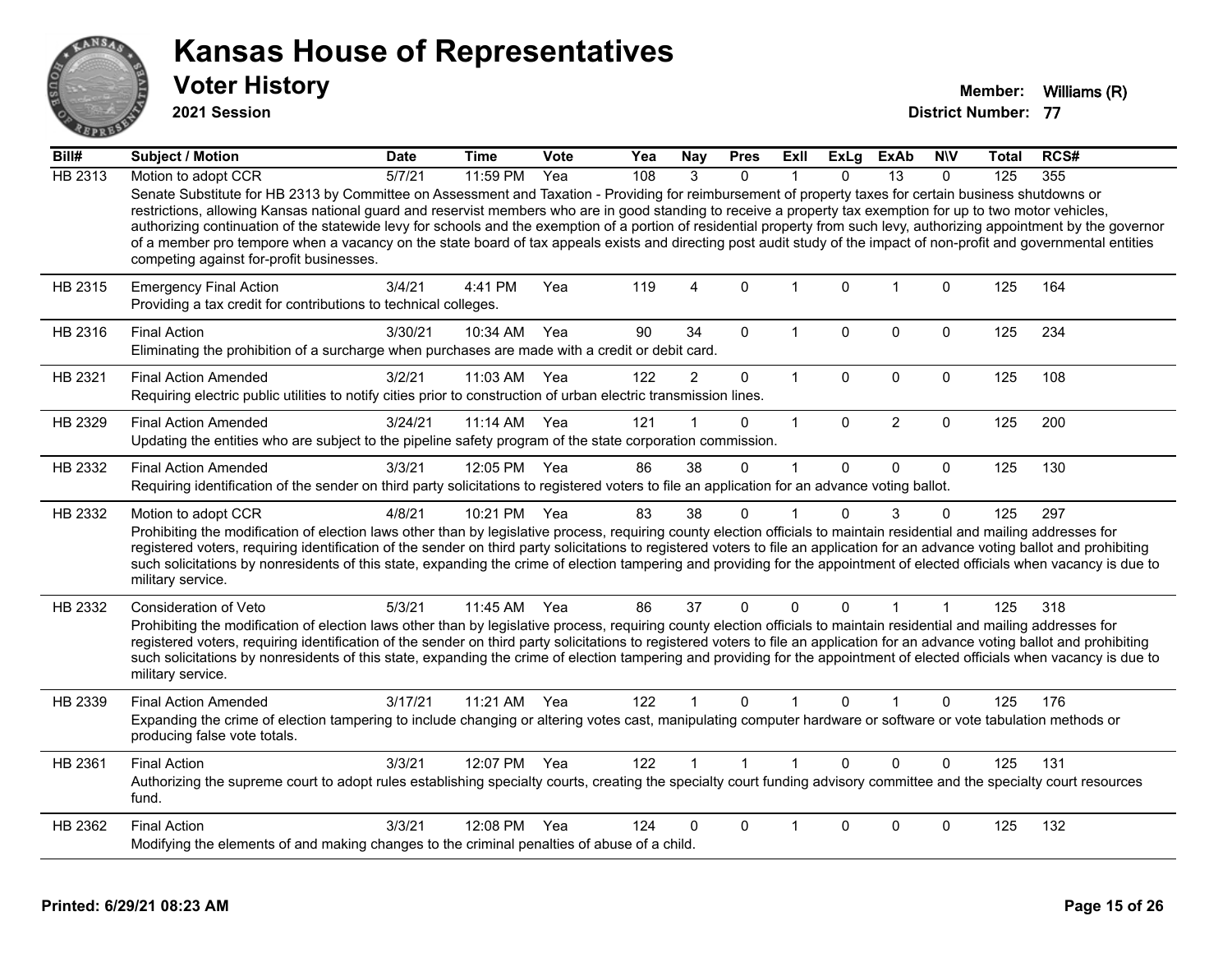# Kansas House of Representatives

## Voter History

**2021 Session**

**Member:** Williams (R)
**District Number:** 77

| Bill# | Subject / Motion | Date | Time | Vote | Yea | Nay | Pres | ExII | ExLg | ExAb | N\V | Total | RCS# |
|---|---|---|---|---|---|---|---|---|---|---|---|---|---|
| HB 2313 | Motion to adopt CCR | 5/7/21 | 11:59 PM | Yea | 108 | 3 | 0 | 1 | 0 | 13 | 0 | 125 | 355 |
| | Senate Substitute for HB 2313 by Committee on Assessment and Taxation - Providing for reimbursement of property taxes for certain business shutdowns or restrictions, allowing Kansas national guard and reservist members who are in good standing to receive a property tax exemption for up to two motor vehicles, authorizing continuation of the statewide levy for schools and the exemption of a portion of residential property from such levy, authorizing appointment by the governor of a member pro tempore when a vacancy on the state board of tax appeals exists and directing post audit study of the impact of non-profit and governmental entities competing against for-profit businesses. | | | | | | | | | | | | |
| HB 2315 | Emergency Final Action | 3/4/21 | 4:41 PM | Yea | 119 | 4 | 0 | 1 | 0 | 1 | 0 | 125 | 164 |
| | Providing a tax credit for contributions to technical colleges. | | | | | | | | | | | | |
| HB 2316 | Final Action | 3/30/21 | 10:34 AM | Yea | 90 | 34 | 0 | 1 | 0 | 0 | 0 | 125 | 234 |
| | Eliminating the prohibition of a surcharge when purchases are made with a credit or debit card. | | | | | | | | | | | | |
| HB 2321 | Final Action Amended | 3/2/21 | 11:03 AM | Yea | 122 | 2 | 0 | 1 | 0 | 0 | 0 | 125 | 108 |
| | Requiring electric public utilities to notify cities prior to construction of urban electric transmission lines. | | | | | | | | | | | | |
| HB 2329 | Final Action Amended | 3/24/21 | 11:14 AM | Yea | 121 | 1 | 0 | 1 | 0 | 2 | 0 | 125 | 200 |
| | Updating the entities who are subject to the pipeline safety program of the state corporation commission. | | | | | | | | | | | | |
| HB 2332 | Final Action Amended | 3/3/21 | 12:05 PM | Yea | 86 | 38 | 0 | 1 | 0 | 0 | 0 | 125 | 130 |
| | Requiring identification of the sender on third party solicitations to registered voters to file an application for an advance voting ballot. | | | | | | | | | | | | |
| HB 2332 | Motion to adopt CCR | 4/8/21 | 10:21 PM | Yea | 83 | 38 | 0 | 1 | 0 | 3 | 0 | 125 | 297 |
| | Prohibiting the modification of election laws other than by legislative process, requiring county election officials to maintain residential and mailing addresses for registered voters, requiring identification of the sender on third party solicitations to registered voters to file an application for an advance voting ballot and prohibiting such solicitations by nonresidents of this state, expanding the crime of election tampering and providing for the appointment of elected officials when vacancy is due to military service. | | | | | | | | | | | | |
| HB 2332 | Consideration of Veto | 5/3/21 | 11:45 AM | Yea | 86 | 37 | 0 | 0 | 0 | 1 | 1 | 125 | 318 |
| | Prohibiting the modification of election laws other than by legislative process, requiring county election officials to maintain residential and mailing addresses for registered voters, requiring identification of the sender on third party solicitations to registered voters to file an application for an advance voting ballot and prohibiting such solicitations by nonresidents of this state, expanding the crime of election tampering and providing for the appointment of elected officials when vacancy is due to military service. | | | | | | | | | | | | |
| HB 2339 | Final Action Amended | 3/17/21 | 11:21 AM | Yea | 122 | 1 | 0 | 1 | 0 | 1 | 0 | 125 | 176 |
| | Expanding the crime of election tampering to include changing or altering votes cast, manipulating computer hardware or software or vote tabulation methods or producing false vote totals. | | | | | | | | | | | | |
| HB 2361 | Final Action | 3/3/21 | 12:07 PM | Yea | 122 | 1 | 1 | 1 | 0 | 0 | 0 | 125 | 131 |
| | Authorizing the supreme court to adopt rules establishing specialty courts, creating the specialty court funding advisory committee and the specialty court resources fund. | | | | | | | | | | | | |
| HB 2362 | Final Action | 3/3/21 | 12:08 PM | Yea | 124 | 0 | 0 | 1 | 0 | 0 | 0 | 125 | 132 |
| | Modifying the elements of and making changes to the criminal penalties of abuse of a child. | | | | | | | | | | | | |

**Printed: 6/29/21 08:23 AM**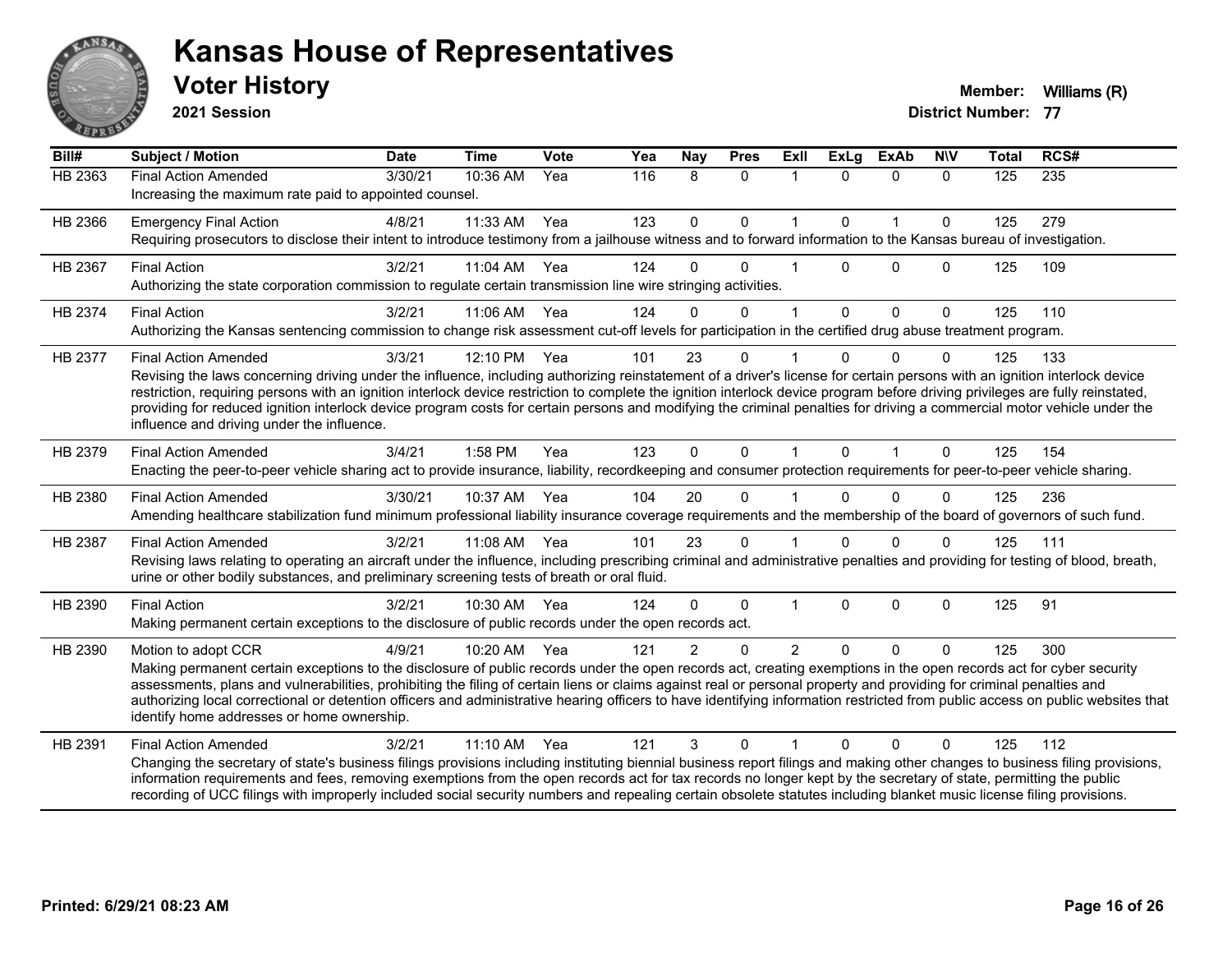# Kansas House of Representatives

## Voter History

**2021 Session**

**Member:** Williams (R)
**District Number:** 77

| Bill# | Subject / Motion | Date | Time | Vote | Yea | Nay | Pres | ExII | ExLg | ExAb | N\V | Total | RCS# |
|---|---|---|---|---|---|---|---|---|---|---|---|---|---|
| HB 2363 | Final Action Amended | 3/30/21 | 10:36 AM | Yea | 116 | 8 | 0 | 1 | 0 | 0 | 0 | 125 | 235 |
| | Increasing the maximum rate paid to appointed counsel. | | | | | | | | | | | | |
| HB 2366 | Emergency Final Action | 4/8/21 | 11:33 AM | Yea | 123 | 0 | 0 | 1 | 0 | 1 | 0 | 125 | 279 |
| | Requiring prosecutors to disclose their intent to introduce testimony from a jailhouse witness and to forward information to the Kansas bureau of investigation. | | | | | | | | | | | | |
| HB 2367 | Final Action | 3/2/21 | 11:04 AM | Yea | 124 | 0 | 0 | 1 | 0 | 0 | 0 | 125 | 109 |
| | Authorizing the state corporation commission to regulate certain transmission line wire stringing activities. | | | | | | | | | | | | |
| HB 2374 | Final Action | 3/2/21 | 11:06 AM | Yea | 124 | 0 | 0 | 1 | 0 | 0 | 0 | 125 | 110 |
| | Authorizing the Kansas sentencing commission to change risk assessment cut-off levels for participation in the certified drug abuse treatment program. | | | | | | | | | | | | |
| HB 2377 | Final Action Amended | 3/3/21 | 12:10 PM | Yea | 101 | 23 | 0 | 1 | 0 | 0 | 0 | 125 | 133 |
| | Revising the laws concerning driving under the influence, including authorizing reinstatement of a driver's license for certain persons with an ignition interlock device restriction, requiring persons with an ignition interlock device restriction to complete the ignition interlock device program before driving privileges are fully reinstated, providing for reduced ignition interlock device program costs for certain persons and modifying the criminal penalties for driving a commercial motor vehicle under the influence and driving under the influence. | | | | | | | | | | | | |
| HB 2379 | Final Action Amended | 3/4/21 | 1:58 PM | Yea | 123 | 0 | 0 | 1 | 0 | 1 | 0 | 125 | 154 |
| | Enacting the peer-to-peer vehicle sharing act to provide insurance, liability, recordkeeping and consumer protection requirements for peer-to-peer vehicle sharing. | | | | | | | | | | | | |
| HB 2380 | Final Action Amended | 3/30/21 | 10:37 AM | Yea | 104 | 20 | 0 | 1 | 0 | 0 | 0 | 125 | 236 |
| | Amending healthcare stabilization fund minimum professional liability insurance coverage requirements and the membership of the board of governors of such fund. | | | | | | | | | | | | |
| HB 2387 | Final Action Amended | 3/2/21 | 11:08 AM | Yea | 101 | 23 | 0 | 1 | 0 | 0 | 0 | 125 | 111 |
| | Revising laws relating to operating an aircraft under the influence, including prescribing criminal and administrative penalties and providing for testing of blood, breath, urine or other bodily substances, and preliminary screening tests of breath or oral fluid. | | | | | | | | | | | | |
| HB 2390 | Final Action | 3/2/21 | 10:30 AM | Yea | 124 | 0 | 0 | 1 | 0 | 0 | 0 | 125 | 91 |
| | Making permanent certain exceptions to the disclosure of public records under the open records act. | | | | | | | | | | | | |
| HB 2390 | Motion to adopt CCR | 4/9/21 | 10:20 AM | Yea | 121 | 2 | 0 | 2 | 0 | 0 | 0 | 125 | 300 |
| | Making permanent certain exceptions to the disclosure of public records under the open records act, creating exemptions in the open records act for cyber security assessments, plans and vulnerabilities, prohibiting the filing of certain liens or claims against real or personal property and providing for criminal penalties and authorizing local correctional or detention officers and administrative hearing officers to have identifying information restricted from public access on public websites that identify home addresses or home ownership. | | | | | | | | | | | | |
| HB 2391 | Final Action Amended | 3/2/21 | 11:10 AM | Yea | 121 | 3 | 0 | 1 | 0 | 0 | 0 | 125 | 112 |
| | Changing the secretary of state's business filings provisions including instituting biennial business report filings and making other changes to business filing provisions, information requirements and fees, removing exemptions from the open records act for tax records no longer kept by the secretary of state, permitting the public recording of UCC filings with improperly included social security numbers and repealing certain obsolete statutes including blanket music license filing provisions. | | | | | | | | | | | | |

**Printed: 6/29/21 08:23 AM**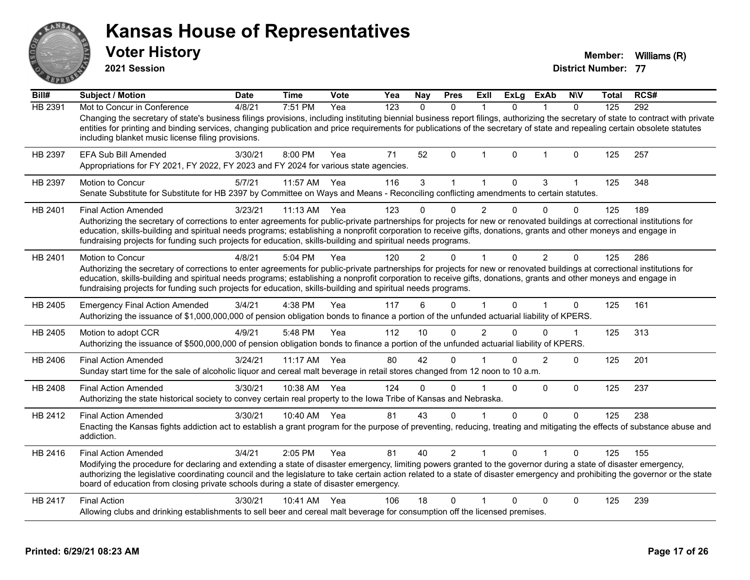# Kansas House of Representatives

## Voter History

**2021 Session**

**Member:** Williams (R)

**District Number:** 77

| Bill# | Subject / Motion | Date | Time | Vote | Yea | Nay | Pres | ExII | ExLg | ExAb | N\V | Total | RCS# |
|---|---|---|---|---|---|---|---|---|---|---|---|---|---|
| HB 2391 | Mot to Concur in Conference | 4/8/21 | 7:51 PM | Yea | 123 | 0 | 0 | 1 | 0 | 1 | 0 | 125 | 292 |
| | Changing the secretary of state's business filings provisions, including instituting biennial business report filings, authorizing the secretary of state to contract with private entities for printing and binding services, changing publication and price requirements for publications of the secretary of state and repealing certain obsolete statutes including blanket music license filing provisions. | | | | | | | | | | | | |
| HB 2397 | EFA Sub Bill Amended | 3/30/21 | 8:00 PM | Yea | 71 | 52 | 0 | 1 | 0 | 1 | 0 | 125 | 257 |
| | Appropriations for FY 2021, FY 2022, FY 2023 and FY 2024 for various state agencies. | | | | | | | | | | | | |
| HB 2397 | Motion to Concur | 5/7/21 | 11:57 AM | Yea | 116 | 3 | 1 | 1 | 0 | 3 | 1 | 125 | 348 |
| | Senate Substitute for Substitute for HB 2397 by Committee on Ways and Means - Reconciling conflicting amendments to certain statutes. | | | | | | | | | | | | |
| HB 2401 | Final Action Amended | 3/23/21 | 11:13 AM | Yea | 123 | 0 | 0 | 2 | 0 | 0 | 0 | 125 | 189 |
| | Authorizing the secretary of corrections to enter agreements for public-private partnerships for projects for new or renovated buildings at correctional institutions for education, skills-building and spiritual needs programs; establishing a nonprofit corporation to receive gifts, donations, grants and other moneys and engage in fundraising projects for funding such projects for education, skills-building and spiritual needs programs. | | | | | | | | | | | | |
| HB 2401 | Motion to Concur | 4/8/21 | 5:04 PM | Yea | 120 | 2 | 0 | 1 | 0 | 2 | 0 | 125 | 286 |
| | Authorizing the secretary of corrections to enter agreements for public-private partnerships for projects for new or renovated buildings at correctional institutions for education, skills-building and spiritual needs programs; establishing a nonprofit corporation to receive gifts, donations, grants and other moneys and engage in fundraising projects for funding such projects for education, skills-building and spiritual needs programs. | | | | | | | | | | | | |
| HB 2405 | Emergency Final Action Amended | 3/4/21 | 4:38 PM | Yea | 117 | 6 | 0 | 1 | 0 | 1 | 0 | 125 | 161 |
| | Authorizing the issuance of $1,000,000,000 of pension obligation bonds to finance a portion of the unfunded actuarial liability of KPERS. | | | | | | | | | | | | |
| HB 2405 | Motion to adopt CCR | 4/9/21 | 5:48 PM | Yea | 112 | 10 | 0 | 2 | 0 | 0 | 1 | 125 | 313 |
| | Authorizing the issuance of $500,000,000 of pension obligation bonds to finance a portion of the unfunded actuarial liability of KPERS. | | | | | | | | | | | | |
| HB 2406 | Final Action Amended | 3/24/21 | 11:17 AM | Yea | 80 | 42 | 0 | 1 | 0 | 2 | 0 | 125 | 201 |
| | Sunday start time for the sale of alcoholic liquor and cereal malt beverage in retail stores changed from 12 noon to 10 a.m. | | | | | | | | | | | | |
| HB 2408 | Final Action Amended | 3/30/21 | 10:38 AM | Yea | 124 | 0 | 0 | 1 | 0 | 0 | 0 | 125 | 237 |
| | Authorizing the state historical society to convey certain real property to the Iowa Tribe of Kansas and Nebraska. | | | | | | | | | | | | |
| HB 2412 | Final Action Amended | 3/30/21 | 10:40 AM | Yea | 81 | 43 | 0 | 1 | 0 | 0 | 0 | 125 | 238 |
| | Enacting the Kansas fights addiction act to establish a grant program for the purpose of preventing, reducing, treating and mitigating the effects of substance abuse and addiction. | | | | | | | | | | | | |
| HB 2416 | Final Action Amended | 3/4/21 | 2:05 PM | Yea | 81 | 40 | 2 | 1 | 0 | 1 | 0 | 125 | 155 |
| | Modifying the procedure for declaring and extending a state of disaster emergency, limiting powers granted to the governor during a state of disaster emergency, authorizing the legislative coordinating council and the legislature to take certain action related to a state of disaster emergency and prohibiting the governor or the state board of education from closing private schools during a state of disaster emergency. | | | | | | | | | | | | |
| HB 2417 | Final Action | 3/30/21 | 10:41 AM | Yea | 106 | 18 | 0 | 1 | 0 | 0 | 0 | 125 | 239 |
| | Allowing clubs and drinking establishments to sell beer and cereal malt beverage for consumption off the licensed premises. | | | | | | | | | | | | |

**Printed: 6/29/21 08:23 AM**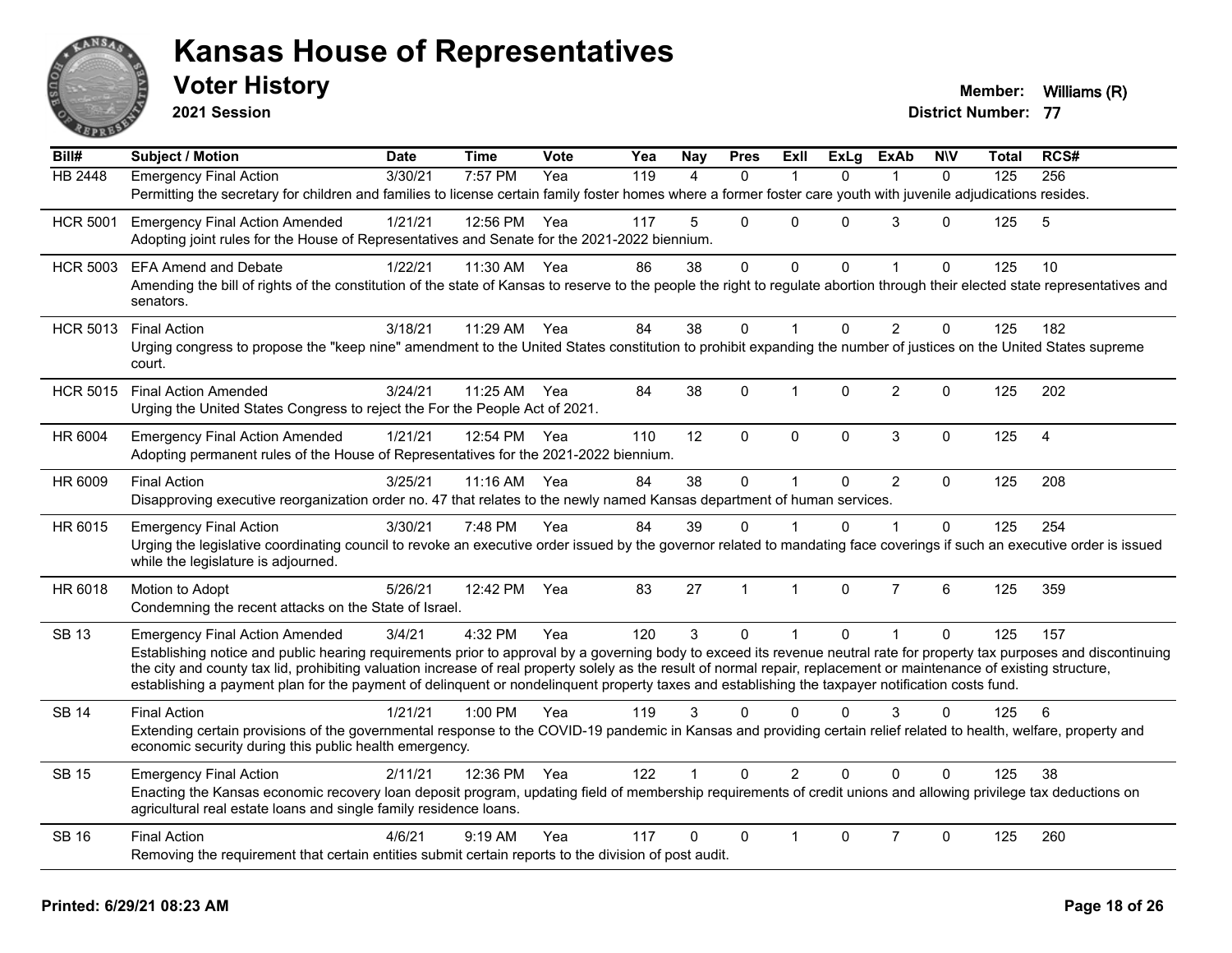# Kansas House of Representatives

## Voter History

**2021 Session**

**Member:** Williams (R)
**District Number:** 77

| Bill# | Subject / Motion | Date | Time | Vote | Yea | Nay | Pres | ExII | ExLg | ExAb | N\V | Total | RCS# |
|---|---|---|---|---|---|---|---|---|---|---|---|---|---|
| HB 2448 | Emergency Final Action | 3/30/21 | 7:57 PM | Yea | 119 | 4 | 0 | 1 | 0 | 1 | 0 | 125 | 256 |
| | Permitting the secretary for children and families to license certain family foster homes where a former foster care youth with juvenile adjudications resides. | | | | | | | | | | | | |
| HCR 5001 | Emergency Final Action Amended | 1/21/21 | 12:56 PM | Yea | 117 | 5 | 0 | 0 | 0 | 3 | 0 | 125 | 5 |
| | Adopting joint rules for the House of Representatives and Senate for the 2021-2022 biennium. | | | | | | | | | | | | |
| HCR 5003 | EFA Amend and Debate | 1/22/21 | 11:30 AM | Yea | 86 | 38 | 0 | 0 | 0 | 1 | 0 | 125 | 10 |
| | Amending the bill of rights of the constitution of the state of Kansas to reserve to the people the right to regulate abortion through their elected state representatives and senators. | | | | | | | | | | | | |
| HCR 5013 | Final Action | 3/18/21 | 11:29 AM | Yea | 84 | 38 | 0 | 1 | 0 | 2 | 0 | 125 | 182 |
| | Urging congress to propose the "keep nine" amendment to the United States constitution to prohibit expanding the number of justices on the United States supreme court. | | | | | | | | | | | | |
| HCR 5015 | Final Action Amended | 3/24/21 | 11:25 AM | Yea | 84 | 38 | 0 | 1 | 0 | 2 | 0 | 125 | 202 |
| | Urging the United States Congress to reject the For the People Act of 2021. | | | | | | | | | | | | |
| HR 6004 | Emergency Final Action Amended | 1/21/21 | 12:54 PM | Yea | 110 | 12 | 0 | 0 | 0 | 3 | 0 | 125 | 4 |
| | Adopting permanent rules of the House of Representatives for the 2021-2022 biennium. | | | | | | | | | | | | |
| HR 6009 | Final Action | 3/25/21 | 11:16 AM | Yea | 84 | 38 | 0 | 1 | 0 | 2 | 0 | 125 | 208 |
| | Disapproving executive reorganization order no. 47 that relates to the newly named Kansas department of human services. | | | | | | | | | | | | |
| HR 6015 | Emergency Final Action | 3/30/21 | 7:48 PM | Yea | 84 | 39 | 0 | 1 | 0 | 1 | 0 | 125 | 254 |
| | Urging the legislative coordinating council to revoke an executive order issued by the governor related to mandating face coverings if such an executive order is issued while the legislature is adjourned. | | | | | | | | | | | | |
| HR 6018 | Motion to Adopt | 5/26/21 | 12:42 PM | Yea | 83 | 27 | 1 | 1 | 0 | 7 | 6 | 125 | 359 |
| | Condemning the recent attacks on the State of Israel. | | | | | | | | | | | | |
| SB 13 | Emergency Final Action Amended | 3/4/21 | 4:32 PM | Yea | 120 | 3 | 0 | 1 | 0 | 1 | 0 | 125 | 157 |
| | Establishing notice and public hearing requirements prior to approval by a governing body to exceed its revenue neutral rate for property tax purposes and discontinuing the city and county tax lid, prohibiting valuation increase of real property solely as the result of normal repair, replacement or maintenance of existing structure, establishing a payment plan for the payment of delinquent or nondelinquent property taxes and establishing the taxpayer notification costs fund. | | | | | | | | | | | | |
| SB 14 | Final Action | 1/21/21 | 1:00 PM | Yea | 119 | 3 | 0 | 0 | 0 | 3 | 0 | 125 | 6 |
| | Extending certain provisions of the governmental response to the COVID-19 pandemic in Kansas and providing certain relief related to health, welfare, property and economic security during this public health emergency. | | | | | | | | | | | | |
| SB 15 | Emergency Final Action | 2/11/21 | 12:36 PM | Yea | 122 | 1 | 0 | 2 | 0 | 0 | 0 | 125 | 38 |
| | Enacting the Kansas economic recovery loan deposit program, updating field of membership requirements of credit unions and allowing privilege tax deductions on agricultural real estate loans and single family residence loans. | | | | | | | | | | | | |
| SB 16 | Final Action | 4/6/21 | 9:19 AM | Yea | 117 | 0 | 0 | 1 | 0 | 7 | 0 | 125 | 260 |
| | Removing the requirement that certain entities submit certain reports to the division of post audit. | | | | | | | | | | | | |

**Printed: 6/29/21 08:23 AM**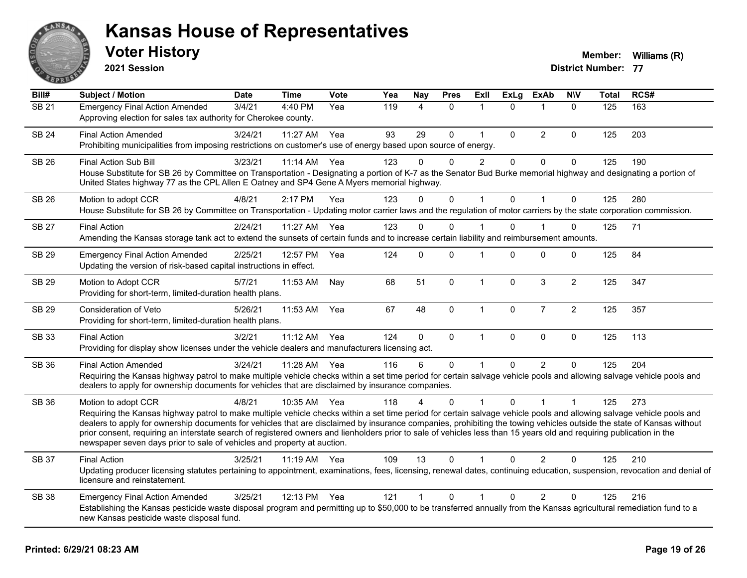# Kansas House of Representatives

## Voter History

**2021 Session**

**Member:** Williams (R)
**District Number:** 77

| Bill# | Subject / Motion | Date | Time | Vote | Yea | Nay | Pres | ExII | ExLg | ExAb | N\V | Total | RCS# |
|---|---|---|---|---|---|---|---|---|---|---|---|---|---|
| SB 21 | Emergency Final Action Amended | 3/4/21 | 4:40 PM | Yea | 119 | 4 | 0 | 1 | 0 | 1 | 0 | 125 | 163 |
| | Approving election for sales tax authority for Cherokee county. | | | | | | | | | | | | |
| SB 24 | Final Action Amended | 3/24/21 | 11:27 AM | Yea | 93 | 29 | 0 | 1 | 0 | 2 | 0 | 125 | 203 |
| | Prohibiting municipalities from imposing restrictions on customer's use of energy based upon source of energy. | | | | | | | | | | | | |
| SB 26 | Final Action Sub Bill | 3/23/21 | 11:14 AM | Yea | 123 | 0 | 0 | 2 | 0 | 0 | 0 | 125 | 190 |
| | House Substitute for SB 26 by Committee on Transportation - Designating a portion of K-7 as the Senator Bud Burke memorial highway and designating a portion of United States highway 77 as the CPL Allen E Oatney and SP4 Gene A Myers memorial highway. | | | | | | | | | | | | |
| SB 26 | Motion to adopt CCR | 4/8/21 | 2:17 PM | Yea | 123 | 0 | 0 | 1 | 0 | 1 | 0 | 125 | 280 |
| | House Substitute for SB 26 by Committee on Transportation - Updating motor carrier laws and the regulation of motor carriers by the state corporation commission. | | | | | | | | | | | | |
| SB 27 | Final Action | 2/24/21 | 11:27 AM | Yea | 123 | 0 | 0 | 1 | 0 | 1 | 0 | 125 | 71 |
| | Amending the Kansas storage tank act to extend the sunsets of certain funds and to increase certain liability and reimbursement amounts. | | | | | | | | | | | | |
| SB 29 | Emergency Final Action Amended | 2/25/21 | 12:57 PM | Yea | 124 | 0 | 0 | 1 | 0 | 0 | 0 | 125 | 84 |
| | Updating the version of risk-based capital instructions in effect. | | | | | | | | | | | | |
| SB 29 | Motion to Adopt CCR | 5/7/21 | 11:53 AM | Nay | 68 | 51 | 0 | 1 | 0 | 3 | 2 | 125 | 347 |
| | Providing for short-term, limited-duration health plans. | | | | | | | | | | | | |
| SB 29 | Consideration of Veto | 5/26/21 | 11:53 AM | Yea | 67 | 48 | 0 | 1 | 0 | 7 | 2 | 125 | 357 |
| | Providing for short-term, limited-duration health plans. | | | | | | | | | | | | |
| SB 33 | Final Action | 3/2/21 | 11:12 AM | Yea | 124 | 0 | 0 | 1 | 0 | 0 | 0 | 125 | 113 |
| | Providing for display show licenses under the vehicle dealers and manufacturers licensing act. | | | | | | | | | | | | |
| SB 36 | Final Action Amended | 3/24/21 | 11:28 AM | Yea | 116 | 6 | 0 | 1 | 0 | 2 | 0 | 125 | 204 |
| | Requiring the Kansas highway patrol to make multiple vehicle checks within a set time period for certain salvage vehicle pools and allowing salvage vehicle pools and dealers to apply for ownership documents for vehicles that are disclaimed by insurance companies. | | | | | | | | | | | | |
| SB 36 | Motion to adopt CCR | 4/8/21 | 10:35 AM | Yea | 118 | 4 | 0 | 1 | 0 | 1 | 1 | 125 | 273 |
| | Requiring the Kansas highway patrol to make multiple vehicle checks within a set time period for certain salvage vehicle pools and allowing salvage vehicle pools and dealers to apply for ownership documents for vehicles that are disclaimed by insurance companies, prohibiting the towing vehicles outside the state of Kansas without prior consent, requiring an interstate search of registered owners and lienholders prior to sale of vehicles less than 15 years old and requiring publication in the newspaper seven days prior to sale of vehicles and property at auction. | | | | | | | | | | | | |
| SB 37 | Final Action | 3/25/21 | 11:19 AM | Yea | 109 | 13 | 0 | 1 | 0 | 2 | 0 | 125 | 210 |
| | Updating producer licensing statutes pertaining to appointment, examinations, fees, licensing, renewal dates, continuing education, suspension, revocation and denial of licensure and reinstatement. | | | | | | | | | | | | |
| SB 38 | Emergency Final Action Amended | 3/25/21 | 12:13 PM | Yea | 121 | 1 | 0 | 1 | 0 | 2 | 0 | 125 | 216 |
| | Establishing the Kansas pesticide waste disposal program and permitting up to $50,000 to be transferred annually from the Kansas agricultural remediation fund to a new Kansas pesticide waste disposal fund. | | | | | | | | | | | | |

**Printed: 6/29/21 08:23 AM**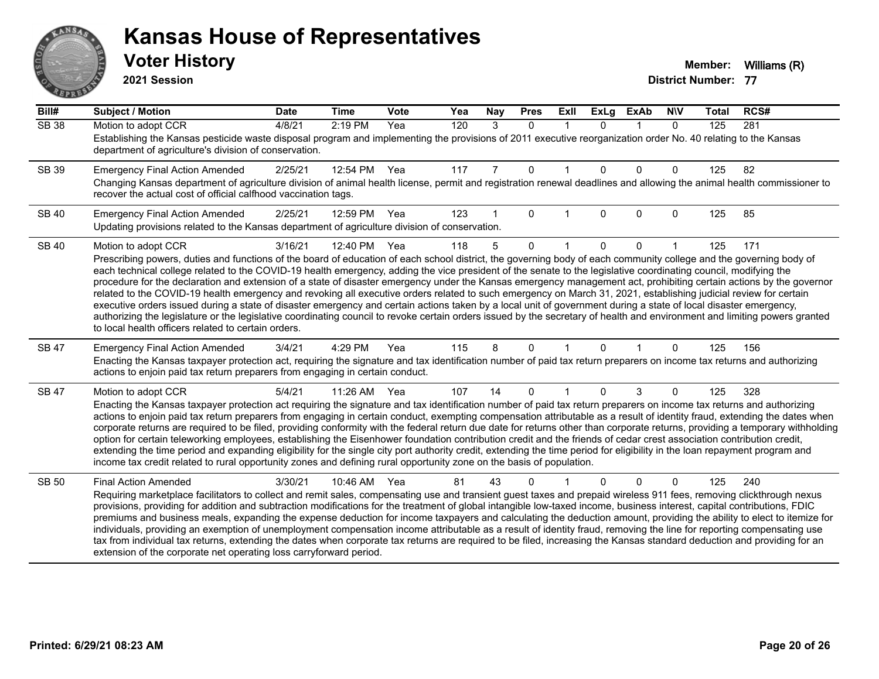# Kansas House of Representatives

## Voter History

**2021 Session**

**Member:** Williams (R)
**District Number:** 77

| Bill# | Subject / Motion | Date | Time | Vote | Yea | Nay | Pres | ExII | ExLg | ExAb | N\V | Total | RCS# |
|---|---|---|---|---|---|---|---|---|---|---|---|---|---|
| SB 38 | Motion to adopt CCR | 4/8/21 | 2:19 PM | Yea | 120 | 3 | 0 | 1 | 0 | 1 | 0 | 125 | 281 |
| | Establishing the Kansas pesticide waste disposal program and implementing the provisions of 2011 executive reorganization order No. 40 relating to the Kansas department of agriculture's division of conservation. | | | | | | | | | | | | |
| SB 39 | Emergency Final Action Amended | 2/25/21 | 12:54 PM | Yea | 117 | 7 | 0 | 1 | 0 | 0 | 0 | 125 | 82 |
| | Changing Kansas department of agriculture division of animal health license, permit and registration renewal deadlines and allowing the animal health commissioner to recover the actual cost of official calfhood vaccination tags. | | | | | | | | | | | | |
| SB 40 | Emergency Final Action Amended | 2/25/21 | 12:59 PM | Yea | 123 | 1 | 0 | 1 | 0 | 0 | 0 | 125 | 85 |
| | Updating provisions related to the Kansas department of agriculture division of conservation. | | | | | | | | | | | | |
| SB 40 | Motion to adopt CCR | 3/16/21 | 12:40 PM | Yea | 118 | 5 | 0 | 1 | 0 | 0 | 1 | 125 | 171 |
| | Prescribing powers, duties and functions of the board of education of each school district, the governing body of each community college and the governing body of each technical college related to the COVID-19 health emergency, adding the vice president of the senate to the legislative coordinating council, modifying the procedure for the declaration and extension of a state of disaster emergency under the Kansas emergency management act, prohibiting certain actions by the governor related to the COVID-19 health emergency and revoking all executive orders related to such emergency on March 31, 2021, establishing judicial review for certain executive orders issued during a state of disaster emergency and certain actions taken by a local unit of government during a state of local disaster emergency, authorizing the legislature or the legislative coordinating council to revoke certain orders issued by the secretary of health and environment and limiting powers granted to local health officers related to certain orders. | | | | | | | | | | | | |
| SB 47 | Emergency Final Action Amended | 3/4/21 | 4:29 PM | Yea | 115 | 8 | 0 | 1 | 0 | 1 | 0 | 125 | 156 |
| | Enacting the Kansas taxpayer protection act, requiring the signature and tax identification number of paid tax return preparers on income tax returns and authorizing actions to enjoin paid tax return preparers from engaging in certain conduct. | | | | | | | | | | | | |
| SB 47 | Motion to adopt CCR | 5/4/21 | 11:26 AM | Yea | 107 | 14 | 0 | 1 | 0 | 3 | 0 | 125 | 328 |
| | Enacting the Kansas taxpayer protection act requiring the signature and tax identification number of paid tax return preparers on income tax returns and authorizing actions to enjoin paid tax return preparers from engaging in certain conduct, exempting compensation attributable as a result of identity fraud, extending the dates when corporate returns are required to be filed, providing conformity with the federal return due date for returns other than corporate returns, providing a temporary withholding option for certain teleworking employees, establishing the Eisenhower foundation contribution credit and the friends of cedar crest association contribution credit, extending the time period and expanding eligibility for the single city port authority credit, extending the time period for eligibility in the loan repayment program and income tax credit related to rural opportunity zones and defining rural opportunity zone on the basis of population. | | | | | | | | | | | | |
| SB 50 | Final Action Amended | 3/30/21 | 10:46 AM | Yea | 81 | 43 | 0 | 1 | 0 | 0 | 0 | 125 | 240 |
| | Requiring marketplace facilitators to collect and remit sales, compensating use and transient guest taxes and prepaid wireless 911 fees, removing clickthrough nexus provisions, providing for addition and subtraction modifications for the treatment of global intangible low-taxed income, business interest, capital contributions, FDIC premiums and business meals, expanding the expense deduction for income taxpayers and calculating the deduction amount, providing the ability to elect to itemize for individuals, providing an exemption of unemployment compensation income attributable as a result of identity fraud, removing the line for reporting compensating use tax from individual tax returns, extending the dates when corporate tax returns are required to be filed, increasing the Kansas standard deduction and providing for an extension of the corporate net operating loss carryforward period. | | | | | | | | | | | | |

**Printed: 6/29/21 08:23 AM**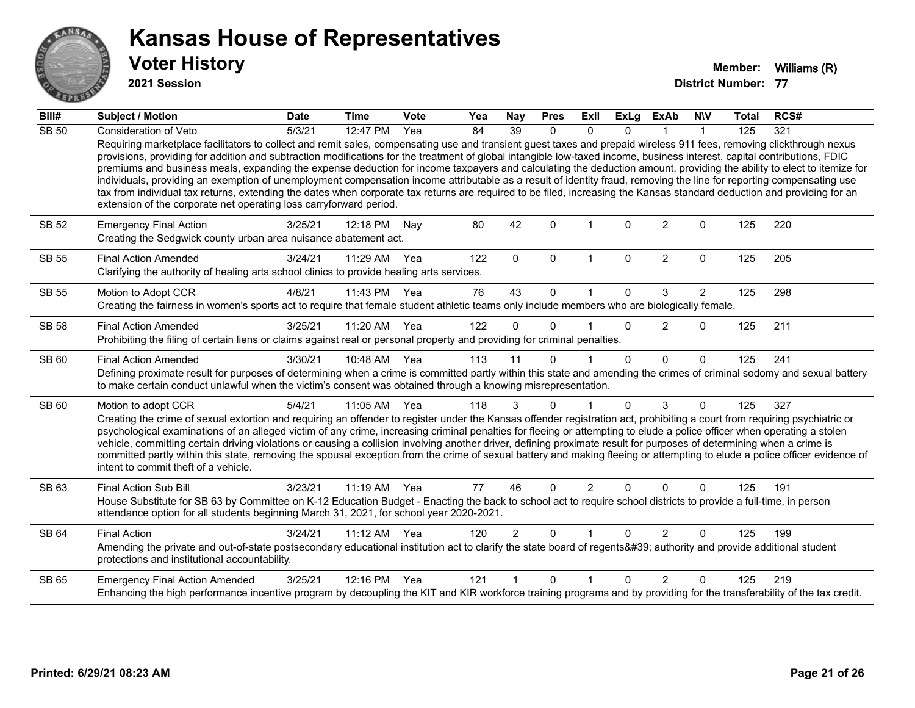# Kansas House of Representatives

## Voter History

**2021 Session**

**Member:** Williams (R)
**District Number:** 77

| Bill# | Subject / Motion | Date | Time | Vote | Yea | Nay | Pres | ExII | ExLg | ExAb | N\V | Total | RCS# |
|---|---|---|---|---|---|---|---|---|---|---|---|---|---|
| SB 50 | Consideration of Veto | 5/3/21 | 12:47 PM | Yea | 84 | 39 | 0 | 0 | 0 | 1 | 1 | 125 | 321 |
| | Requiring marketplace facilitators to collect and remit sales, compensating use and transient guest taxes and prepaid wireless 911 fees, removing clickthrough nexus provisions, providing for addition and subtraction modifications for the treatment of global intangible low-taxed income, business interest, capital contributions, FDIC premiums and business meals, expanding the expense deduction for income taxpayers and calculating the deduction amount, providing the ability to elect to itemize for individuals, providing an exemption of unemployment compensation income attributable as a result of identity fraud, removing the line for reporting compensating use tax from individual tax returns, extending the dates when corporate tax returns are required to be filed, increasing the Kansas standard deduction and providing for an extension of the corporate net operating loss carryforward period. | | | | | | | | | | | | |
| SB 52 | Emergency Final Action | 3/25/21 | 12:18 PM | Nay | 80 | 42 | 0 | 1 | 0 | 2 | 0 | 125 | 220 |
| | Creating the Sedgwick county urban area nuisance abatement act. | | | | | | | | | | | | |
| SB 55 | Final Action Amended | 3/24/21 | 11:29 AM | Yea | 122 | 0 | 0 | 1 | 0 | 2 | 0 | 125 | 205 |
| | Clarifying the authority of healing arts school clinics to provide healing arts services. | | | | | | | | | | | | |
| SB 55 | Motion to Adopt CCR | 4/8/21 | 11:43 PM | Yea | 76 | 43 | 0 | 1 | 0 | 3 | 2 | 125 | 298 |
| | Creating the fairness in women's sports act to require that female student athletic teams only include members who are biologically female. | | | | | | | | | | | | |
| SB 58 | Final Action Amended | 3/25/21 | 11:20 AM | Yea | 122 | 0 | 0 | 1 | 0 | 2 | 0 | 125 | 211 |
| | Prohibiting the filing of certain liens or claims against real or personal property and providing for criminal penalties. | | | | | | | | | | | | |
| SB 60 | Final Action Amended | 3/30/21 | 10:48 AM | Yea | 113 | 11 | 0 | 1 | 0 | 0 | 0 | 125 | 241 |
| | Defining proximate result for purposes of determining when a crime is committed partly within this state and amending the crimes of criminal sodomy and sexual battery to make certain conduct unlawful when the victim's consent was obtained through a knowing misrepresentation. | | | | | | | | | | | | |
| SB 60 | Motion to adopt CCR | 5/4/21 | 11:05 AM | Yea | 118 | 3 | 0 | 1 | 0 | 3 | 0 | 125 | 327 |
| | Creating the crime of sexual extortion and requiring an offender to register under the Kansas offender registration act, prohibiting a court from requiring psychiatric or psychological examinations of an alleged victim of any crime, increasing criminal penalties for fleeing or attempting to elude a police officer when operating a stolen vehicle, committing certain driving violations or causing a collision involving another driver, defining proximate result for purposes of determining when a crime is committed partly within this state, removing the spousal exception from the crime of sexual battery and making fleeing or attempting to elude a police officer evidence of intent to commit theft of a vehicle. | | | | | | | | | | | | |
| SB 63 | Final Action Sub Bill | 3/23/21 | 11:19 AM | Yea | 77 | 46 | 0 | 2 | 0 | 0 | 0 | 125 | 191 |
| | House Substitute for SB 63 by Committee on K-12 Education Budget - Enacting the back to school act to require school districts to provide a full-time, in person attendance option for all students beginning March 31, 2021, for school year 2020-2021. | | | | | | | | | | | | |
| SB 64 | Final Action | 3/24/21 | 11:12 AM | Yea | 120 | 2 | 0 | 1 | 0 | 2 | 0 | 125 | 199 |
| | Amending the private and out-of-state postsecondary educational institution act to clarify the state board of regents&#39; authority and provide additional student protections and institutional accountability. | | | | | | | | | | | | |
| SB 65 | Emergency Final Action Amended | 3/25/21 | 12:16 PM | Yea | 121 | 1 | 0 | 1 | 0 | 2 | 0 | 125 | 219 |
| | Enhancing the high performance incentive program by decoupling the KIT and KIR workforce training programs and by providing for the transferability of the tax credit. | | | | | | | | | | | | |

Printed: 6/29/21 08:23 AM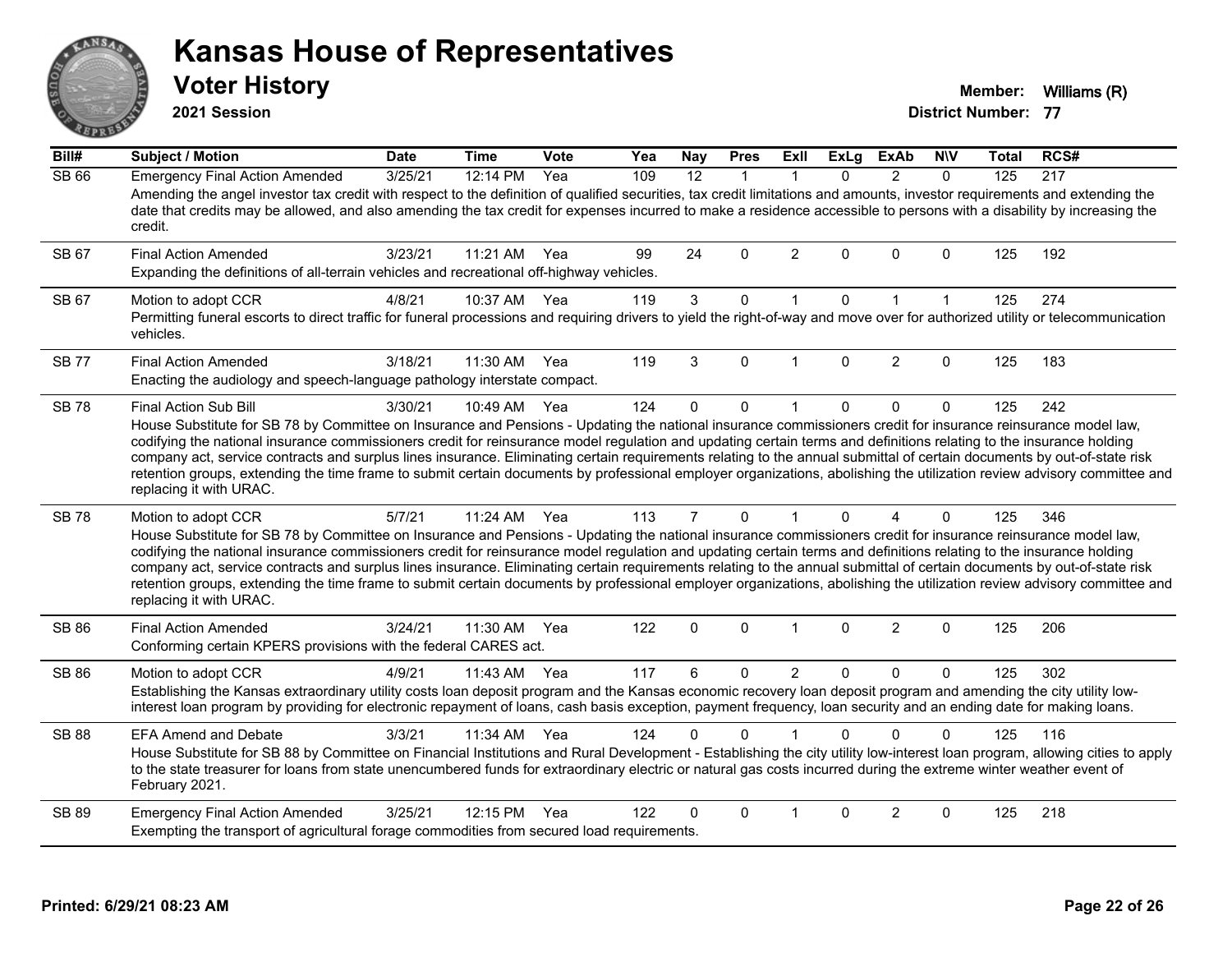# Kansas House of Representatives

## Voter History

**2021 Session**

**Member:** Williams (R)
**District Number:** 77

| Bill# | Subject / Motion | Date | Time | Vote | Yea | Nay | Pres | ExII | ExLg | ExAb | N\V | Total | RCS# |
|---|---|---|---|---|---|---|---|---|---|---|---|---|---|
| SB 66 | Emergency Final Action Amended | 3/25/21 | 12:14 PM | Yea | 109 | 12 | 1 | 1 | 0 | 2 | 0 | 125 | 217 |
| | Amending the angel investor tax credit with respect to the definition of qualified securities, tax credit limitations and amounts, investor requirements and extending the date that credits may be allowed, and also amending the tax credit for expenses incurred to make a residence accessible to persons with a disability by increasing the credit. | | | | | | | | | | | | |
| SB 67 | Final Action Amended | 3/23/21 | 11:21 AM | Yea | 99 | 24 | 0 | 2 | 0 | 0 | 0 | 125 | 192 |
| | Expanding the definitions of all-terrain vehicles and recreational off-highway vehicles. | | | | | | | | | | | | |
| SB 67 | Motion to adopt CCR | 4/8/21 | 10:37 AM | Yea | 119 | 3 | 0 | 1 | 0 | 1 | 1 | 125 | 274 |
| | Permitting funeral escorts to direct traffic for funeral processions and requiring drivers to yield the right-of-way and move over for authorized utility or telecommunication vehicles. | | | | | | | | | | | | |
| SB 77 | Final Action Amended | 3/18/21 | 11:30 AM | Yea | 119 | 3 | 0 | 1 | 0 | 2 | 0 | 125 | 183 |
| | Enacting the audiology and speech-language pathology interstate compact. | | | | | | | | | | | | |
| SB 78 | Final Action Sub Bill | 3/30/21 | 10:49 AM | Yea | 124 | 0 | 0 | 1 | 0 | 0 | 0 | 125 | 242 |
| | House Substitute for SB 78 by Committee on Insurance and Pensions - Updating the national insurance commissioners credit for insurance reinsurance model law, codifying the national insurance commissioners credit for reinsurance model regulation and updating certain terms and definitions relating to the insurance holding company act, service contracts and surplus lines insurance. Eliminating certain requirements relating to the annual submittal of certain documents by out-of-state risk retention groups, extending the time frame to submit certain documents by professional employer organizations, abolishing the utilization review advisory committee and replacing it with URAC. | | | | | | | | | | | | |
| SB 78 | Motion to adopt CCR | 5/7/21 | 11:24 AM | Yea | 113 | 7 | 0 | 1 | 0 | 4 | 0 | 125 | 346 |
| | House Substitute for SB 78 by Committee on Insurance and Pensions - Updating the national insurance commissioners credit for insurance reinsurance model law, codifying the national insurance commissioners credit for reinsurance model regulation and updating certain terms and definitions relating to the insurance holding company act, service contracts and surplus lines insurance. Eliminating certain requirements relating to the annual submittal of certain documents by out-of-state risk retention groups, extending the time frame to submit certain documents by professional employer organizations, abolishing the utilization review advisory committee and replacing it with URAC. | | | | | | | | | | | | |
| SB 86 | Final Action Amended | 3/24/21 | 11:30 AM | Yea | 122 | 0 | 0 | 1 | 0 | 2 | 0 | 125 | 206 |
| | Conforming certain KPERS provisions with the federal CARES act. | | | | | | | | | | | | |
| SB 86 | Motion to adopt CCR | 4/9/21 | 11:43 AM | Yea | 117 | 6 | 0 | 2 | 0 | 0 | 0 | 125 | 302 |
| | Establishing the Kansas extraordinary utility costs loan deposit program and the Kansas economic recovery loan deposit program and amending the city utility low-interest loan program by providing for electronic repayment of loans, cash basis exception, payment frequency, loan security and an ending date for making loans. | | | | | | | | | | | | |
| SB 88 | EFA Amend and Debate | 3/3/21 | 11:34 AM | Yea | 124 | 0 | 0 | 1 | 0 | 0 | 0 | 125 | 116 |
| | House Substitute for SB 88 by Committee on Financial Institutions and Rural Development - Establishing the city utility low-interest loan program, allowing cities to apply to the state treasurer for loans from state unencumbered funds for extraordinary electric or natural gas costs incurred during the extreme winter weather event of February 2021. | | | | | | | | | | | | |
| SB 89 | Emergency Final Action Amended | 3/25/21 | 12:15 PM | Yea | 122 | 0 | 0 | 1 | 0 | 2 | 0 | 125 | 218 |
| | Exempting the transport of agricultural forage commodities from secured load requirements. | | | | | | | | | | | | |

**Printed: 6/29/21 08:23 AM**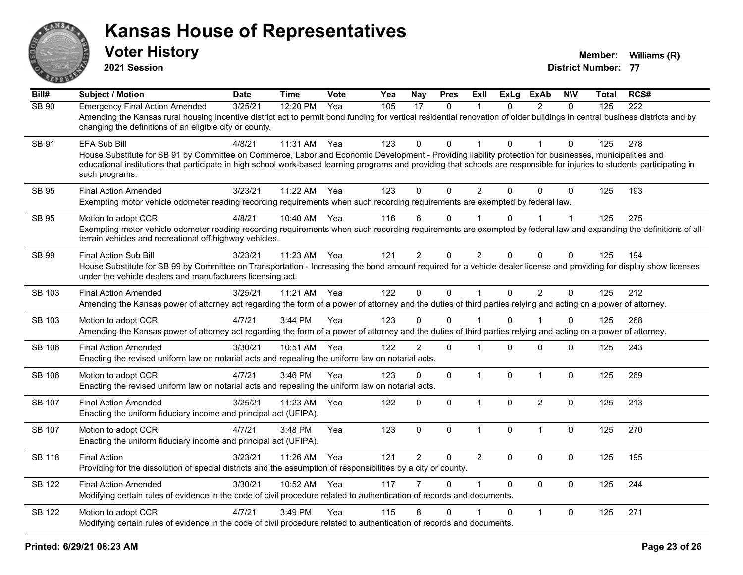# Kansas House of Representatives

## Voter History

**2021 Session**

**Member:** Williams (R)
**District Number:** 77

| Bill# | Subject / Motion | Date | Time | Vote | Yea | Nay | Pres | ExII | ExLg | ExAb | N\V | Total | RCS# |
|---|---|---|---|---|---|---|---|---|---|---|---|---|---|
| SB 90 | Emergency Final Action Amended | 3/25/21 | 12:20 PM | Yea | 105 | 17 | 0 | 1 | 0 | 2 | 0 | 125 | 222 |
| | Amending the Kansas rural housing incentive district act to permit bond funding for vertical residential renovation of older buildings in central business districts and by changing the definitions of an eligible city or county. | | | | | | | | | | | | |
| SB 91 | EFA Sub Bill | 4/8/21 | 11:31 AM | Yea | 123 | 0 | 0 | 1 | 0 | 1 | 0 | 125 | 278 |
| | House Substitute for SB 91 by Committee on Commerce, Labor and Economic Development - Providing liability protection for businesses, municipalities and educational institutions that participate in high school work-based learning programs and providing that schools are responsible for injuries to students participating in such programs. | | | | | | | | | | | | |
| SB 95 | Final Action Amended | 3/23/21 | 11:22 AM | Yea | 123 | 0 | 0 | 2 | 0 | 0 | 0 | 125 | 193 |
| | Exempting motor vehicle odometer reading recording requirements when such recording requirements are exempted by federal law. | | | | | | | | | | | | |
| SB 95 | Motion to adopt CCR | 4/8/21 | 10:40 AM | Yea | 116 | 6 | 0 | 1 | 0 | 1 | 1 | 125 | 275 |
| | Exempting motor vehicle odometer reading recording requirements when such recording requirements are exempted by federal law and expanding the definitions of all-terrain vehicles and recreational off-highway vehicles. | | | | | | | | | | | | |
| SB 99 | Final Action Sub Bill | 3/23/21 | 11:23 AM | Yea | 121 | 2 | 0 | 2 | 0 | 0 | 0 | 125 | 194 |
| | House Substitute for SB 99 by Committee on Transportation - Increasing the bond amount required for a vehicle dealer license and providing for display show licenses under the vehicle dealers and manufacturers licensing act. | | | | | | | | | | | | |
| SB 103 | Final Action Amended | 3/25/21 | 11:21 AM | Yea | 122 | 0 | 0 | 1 | 0 | 2 | 0 | 125 | 212 |
| | Amending the Kansas power of attorney act regarding the form of a power of attorney and the duties of third parties relying and acting on a power of attorney. | | | | | | | | | | | | |
| SB 103 | Motion to adopt CCR | 4/7/21 | 3:44 PM | Yea | 123 | 0 | 0 | 1 | 0 | 1 | 0 | 125 | 268 |
| | Amending the Kansas power of attorney act regarding the form of a power of attorney and the duties of third parties relying and acting on a power of attorney. | | | | | | | | | | | | |
| SB 106 | Final Action Amended | 3/30/21 | 10:51 AM | Yea | 122 | 2 | 0 | 1 | 0 | 0 | 0 | 125 | 243 |
| | Enacting the revised uniform law on notarial acts and repealing the uniform law on notarial acts. | | | | | | | | | | | | |
| SB 106 | Motion to adopt CCR | 4/7/21 | 3:46 PM | Yea | 123 | 0 | 0 | 1 | 0 | 1 | 0 | 125 | 269 |
| | Enacting the revised uniform law on notarial acts and repealing the uniform law on notarial acts. | | | | | | | | | | | | |
| SB 107 | Final Action Amended | 3/25/21 | 11:23 AM | Yea | 122 | 0 | 0 | 1 | 0 | 2 | 0 | 125 | 213 |
| | Enacting the uniform fiduciary income and principal act (UFIPA). | | | | | | | | | | | | |
| SB 107 | Motion to adopt CCR | 4/7/21 | 3:48 PM | Yea | 123 | 0 | 0 | 1 | 0 | 1 | 0 | 125 | 270 |
| | Enacting the uniform fiduciary income and principal act (UFIPA). | | | | | | | | | | | | |
| SB 118 | Final Action | 3/23/21 | 11:26 AM | Yea | 121 | 2 | 0 | 2 | 0 | 0 | 0 | 125 | 195 |
| | Providing for the dissolution of special districts and the assumption of responsibilities by a city or county. | | | | | | | | | | | | |
| SB 122 | Final Action Amended | 3/30/21 | 10:52 AM | Yea | 117 | 7 | 0 | 1 | 0 | 0 | 0 | 125 | 244 |
| | Modifying certain rules of evidence in the code of civil procedure related to authentication of records and documents. | | | | | | | | | | | | |
| SB 122 | Motion to adopt CCR | 4/7/21 | 3:49 PM | Yea | 115 | 8 | 0 | 1 | 0 | 1 | 0 | 125 | 271 |
| | Modifying certain rules of evidence in the code of civil procedure related to authentication of records and documents. | | | | | | | | | | | | |

Printed: 6/29/21 08:23 AM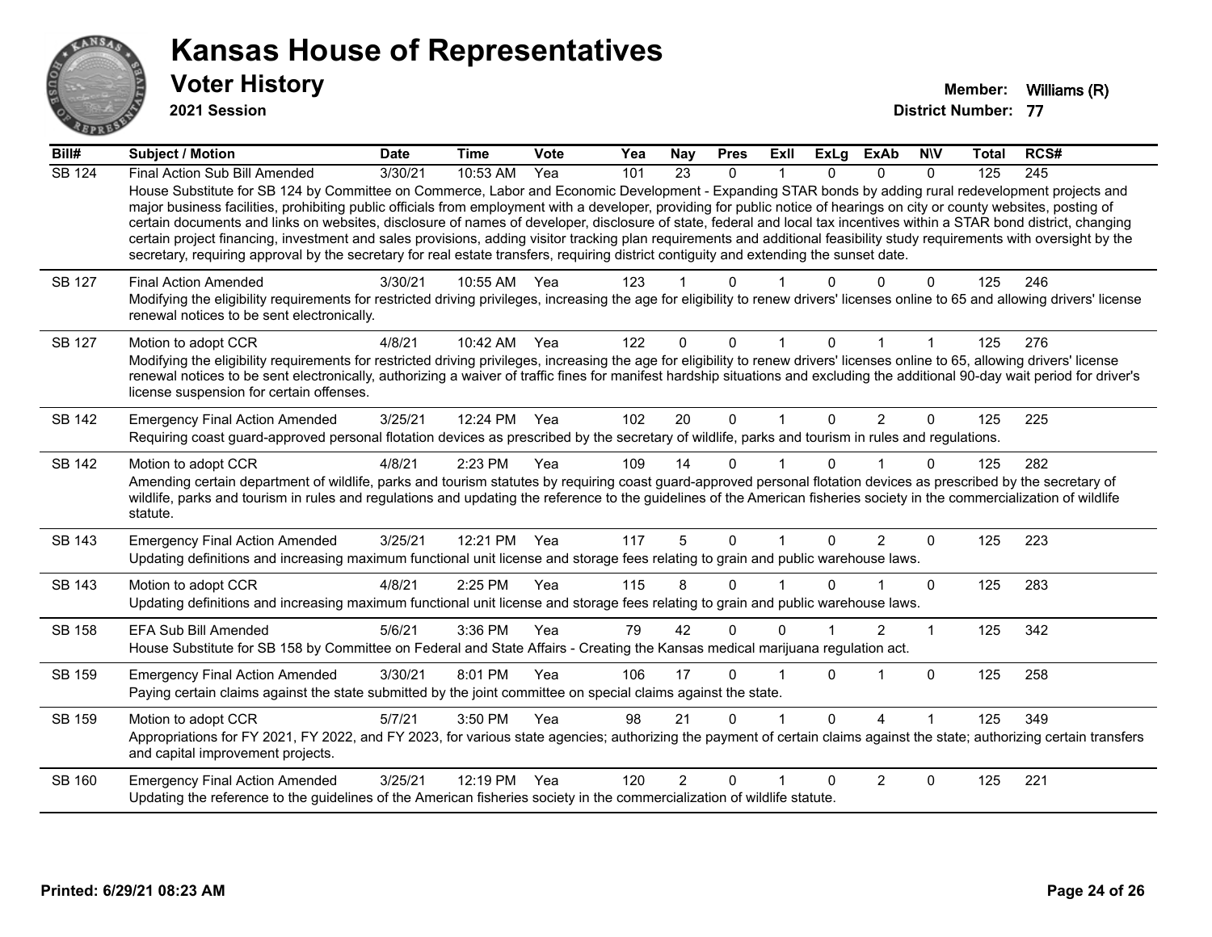# Kansas House of Representatives

## Voter History

**2021 Session**

**Member:** Williams (R)
**District Number:** 77

| Bill# | Subject / Motion | Date | Time | Vote | Yea | Nay | Pres | ExII | ExLg | ExAb | N\V | Total | RCS# |
|---|---|---|---|---|---|---|---|---|---|---|---|---|---|
| SB 124 | Final Action Sub Bill Amended | 3/30/21 | 10:53 AM | Yea | 101 | 23 | 0 | 1 | 0 | 0 | 0 | 125 | 245 |
| | House Substitute for SB 124 by Committee on Commerce, Labor and Economic Development - Expanding STAR bonds by adding rural redevelopment projects and major business facilities, prohibiting public officials from employment with a developer, providing for public notice of hearings on city or county websites, posting of certain documents and links on websites, disclosure of names of developer, disclosure of state, federal and local tax incentives within a STAR bond district, changing certain project financing, investment and sales provisions, adding visitor tracking plan requirements and additional feasibility study requirements with oversight by the secretary, requiring approval by the secretary for real estate transfers, requiring district contiguity and extending the sunset date. | | | | | | | | | | | | |
| SB 127 | Final Action Amended | 3/30/21 | 10:55 AM | Yea | 123 | 1 | 0 | 1 | 0 | 0 | 0 | 125 | 246 |
| | Modifying the eligibility requirements for restricted driving privileges, increasing the age for eligibility to renew drivers' licenses online to 65 and allowing drivers' license renewal notices to be sent electronically. | | | | | | | | | | | | |
| SB 127 | Motion to adopt CCR | 4/8/21 | 10:42 AM | Yea | 122 | 0 | 0 | 1 | 0 | 1 | 1 | 125 | 276 |
| | Modifying the eligibility requirements for restricted driving privileges, increasing the age for eligibility to renew drivers' licenses online to 65, allowing drivers' license renewal notices to be sent electronically, authorizing a waiver of traffic fines for manifest hardship situations and excluding the additional 90-day wait period for driver's license suspension for certain offenses. | | | | | | | | | | | | |
| SB 142 | Emergency Final Action Amended | 3/25/21 | 12:24 PM | Yea | 102 | 20 | 0 | 1 | 0 | 2 | 0 | 125 | 225 |
| | Requiring coast guard-approved personal flotation devices as prescribed by the secretary of wildlife, parks and tourism in rules and regulations. | | | | | | | | | | | | |
| SB 142 | Motion to adopt CCR | 4/8/21 | 2:23 PM | Yea | 109 | 14 | 0 | 1 | 0 | 1 | 0 | 125 | 282 |
| | Amending certain department of wildlife, parks and tourism statutes by requiring coast guard-approved personal flotation devices as prescribed by the secretary of wildlife, parks and tourism in rules and regulations and updating the reference to the guidelines of the American fisheries society in the commercialization of wildlife statute. | | | | | | | | | | | | |
| SB 143 | Emergency Final Action Amended | 3/25/21 | 12:21 PM | Yea | 117 | 5 | 0 | 1 | 0 | 2 | 0 | 125 | 223 |
| | Updating definitions and increasing maximum functional unit license and storage fees relating to grain and public warehouse laws. | | | | | | | | | | | | |
| SB 143 | Motion to adopt CCR | 4/8/21 | 2:25 PM | Yea | 115 | 8 | 0 | 1 | 0 | 1 | 0 | 125 | 283 |
| | Updating definitions and increasing maximum functional unit license and storage fees relating to grain and public warehouse laws. | | | | | | | | | | | | |
| SB 158 | EFA Sub Bill Amended | 5/6/21 | 3:36 PM | Yea | 79 | 42 | 0 | 0 | 1 | 2 | 1 | 125 | 342 |
| | House Substitute for SB 158 by Committee on Federal and State Affairs - Creating the Kansas medical marijuana regulation act. | | | | | | | | | | | | |
| SB 159 | Emergency Final Action Amended | 3/30/21 | 8:01 PM | Yea | 106 | 17 | 0 | 1 | 0 | 1 | 0 | 125 | 258 |
| | Paying certain claims against the state submitted by the joint committee on special claims against the state. | | | | | | | | | | | | |
| SB 159 | Motion to adopt CCR | 5/7/21 | 3:50 PM | Yea | 98 | 21 | 0 | 1 | 0 | 4 | 1 | 125 | 349 |
| | Appropriations for FY 2021, FY 2022, and FY 2023, for various state agencies; authorizing the payment of certain claims against the state; authorizing certain transfers and capital improvement projects. | | | | | | | | | | | | |
| SB 160 | Emergency Final Action Amended | 3/25/21 | 12:19 PM | Yea | 120 | 2 | 0 | 1 | 0 | 2 | 0 | 125 | 221 |
| | Updating the reference to the guidelines of the American fisheries society in the commercialization of wildlife statute. | | | | | | | | | | | | |

**Printed: 6/29/21 08:23 AM**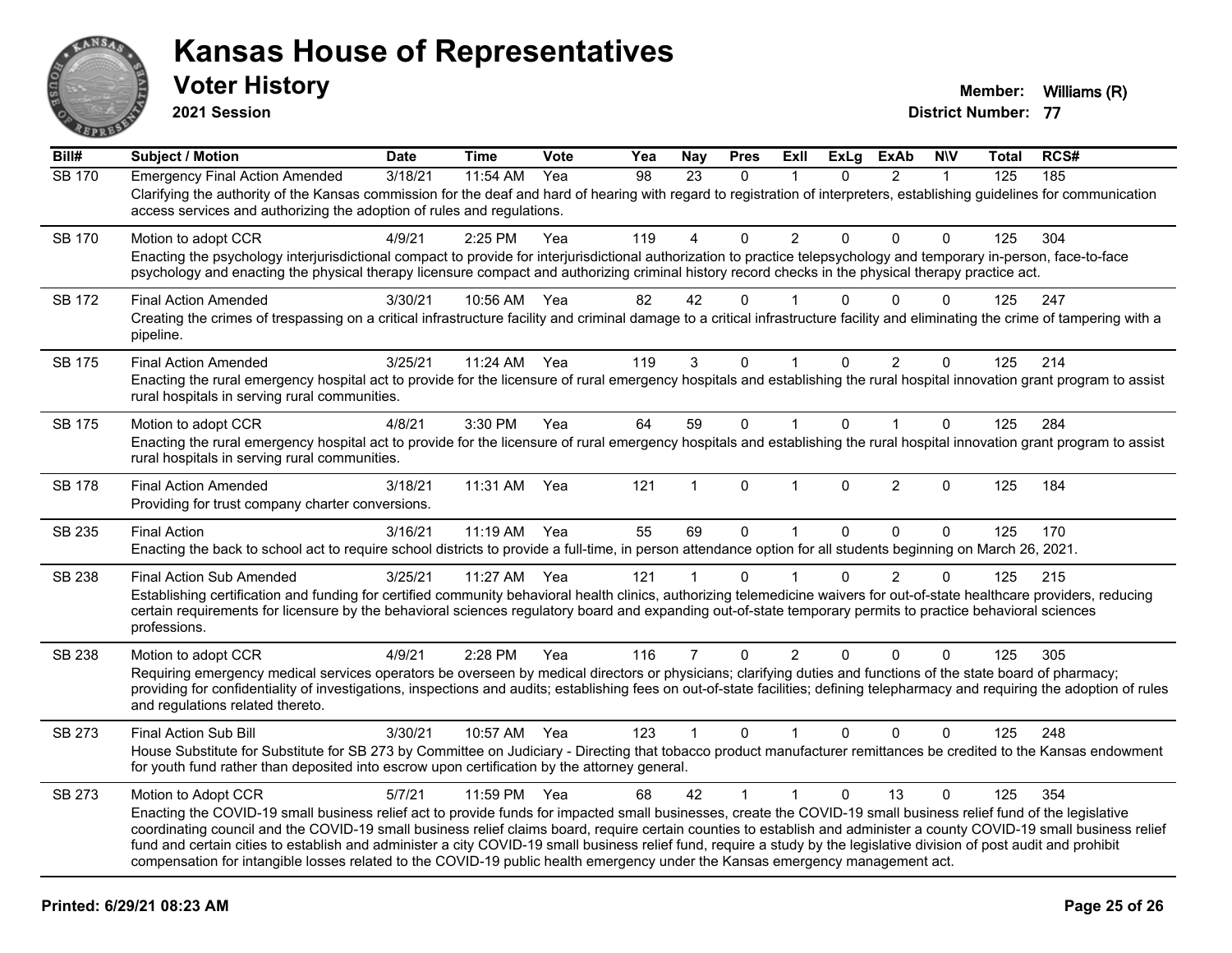# Kansas House of Representatives

## Voter History

**2021 Session**

**Member:** Williams (R)
**District Number:** 77

| Bill# | Subject / Motion | Date | Time | Vote | Yea | Nay | Pres | ExII | ExLg | ExAb | N\V | Total | RCS# |
|---|---|---|---|---|---|---|---|---|---|---|---|---|---|
| SB 170 | Emergency Final Action Amended | 3/18/21 | 11:54 AM | Yea | 98 | 23 | 0 | 1 | 0 | 2 | 1 | 125 | 185 |
| | Clarifying the authority of the Kansas commission for the deaf and hard of hearing with regard to registration of interpreters, establishing guidelines for communication access services and authorizing the adoption of rules and regulations. | | | | | | | | | | | | |
| SB 170 | Motion to adopt CCR | 4/9/21 | 2:25 PM | Yea | 119 | 4 | 0 | 2 | 0 | 0 | 0 | 125 | 304 |
| | Enacting the psychology interjurisdictional compact to provide for interjurisdictional authorization to practice telepsychology and temporary in-person, face-to-face psychology and enacting the physical therapy licensure compact and authorizing criminal history record checks in the physical therapy practice act. | | | | | | | | | | | | |
| SB 172 | Final Action Amended | 3/30/21 | 10:56 AM | Yea | 82 | 42 | 0 | 1 | 0 | 0 | 0 | 125 | 247 |
| | Creating the crimes of trespassing on a critical infrastructure facility and criminal damage to a critical infrastructure facility and eliminating the crime of tampering with a pipeline. | | | | | | | | | | | | |
| SB 175 | Final Action Amended | 3/25/21 | 11:24 AM | Yea | 119 | 3 | 0 | 1 | 0 | 2 | 0 | 125 | 214 |
| | Enacting the rural emergency hospital act to provide for the licensure of rural emergency hospitals and establishing the rural hospital innovation grant program to assist rural hospitals in serving rural communities. | | | | | | | | | | | | |
| SB 175 | Motion to adopt CCR | 4/8/21 | 3:30 PM | Yea | 64 | 59 | 0 | 1 | 0 | 1 | 0 | 125 | 284 |
| | Enacting the rural emergency hospital act to provide for the licensure of rural emergency hospitals and establishing the rural hospital innovation grant program to assist rural hospitals in serving rural communities. | | | | | | | | | | | | |
| SB 178 | Final Action Amended | 3/18/21 | 11:31 AM | Yea | 121 | 1 | 0 | 1 | 0 | 2 | 0 | 125 | 184 |
| | Providing for trust company charter conversions. | | | | | | | | | | | | |
| SB 235 | Final Action | 3/16/21 | 11:19 AM | Yea | 55 | 69 | 0 | 1 | 0 | 0 | 0 | 125 | 170 |
| | Enacting the back to school act to require school districts to provide a full-time, in person attendance option for all students beginning on March 26, 2021. | | | | | | | | | | | | |
| SB 238 | Final Action Sub Amended | 3/25/21 | 11:27 AM | Yea | 121 | 1 | 0 | 1 | 0 | 2 | 0 | 125 | 215 |
| | Establishing certification and funding for certified community behavioral health clinics, authorizing telemedicine waivers for out-of-state healthcare providers, reducing certain requirements for licensure by the behavioral sciences regulatory board and expanding out-of-state temporary permits to practice behavioral sciences professions. | | | | | | | | | | | | |
| SB 238 | Motion to adopt CCR | 4/9/21 | 2:28 PM | Yea | 116 | 7 | 0 | 2 | 0 | 0 | 0 | 125 | 305 |
| | Requiring emergency medical services operators be overseen by medical directors or physicians; clarifying duties and functions of the state board of pharmacy; providing for confidentiality of investigations, inspections and audits; establishing fees on out-of-state facilities; defining telepharmacy and requiring the adoption of rules and regulations related thereto. | | | | | | | | | | | | |
| SB 273 | Final Action Sub Bill | 3/30/21 | 10:57 AM | Yea | 123 | 1 | 0 | 1 | 0 | 0 | 0 | 125 | 248 |
| | House Substitute for Substitute for SB 273 by Committee on Judiciary - Directing that tobacco product manufacturer remittances be credited to the Kansas endowment for youth fund rather than deposited into escrow upon certification by the attorney general. | | | | | | | | | | | | |
| SB 273 | Motion to Adopt CCR | 5/7/21 | 11:59 PM | Yea | 68 | 42 | 1 | 1 | 0 | 13 | 0 | 125 | 354 |
| | Enacting the COVID-19 small business relief act to provide funds for impacted small businesses, create the COVID-19 small business relief fund of the legislative coordinating council and the COVID-19 small business relief claims board, require certain counties to establish and administer a county COVID-19 small business relief fund and certain cities to establish and administer a city COVID-19 small business relief fund, require a study by the legislative division of post audit and prohibit compensation for intangible losses related to the COVID-19 public health emergency under the Kansas emergency management act. | | | | | | | | | | | | |

Printed: 6/29/21 08:23 AM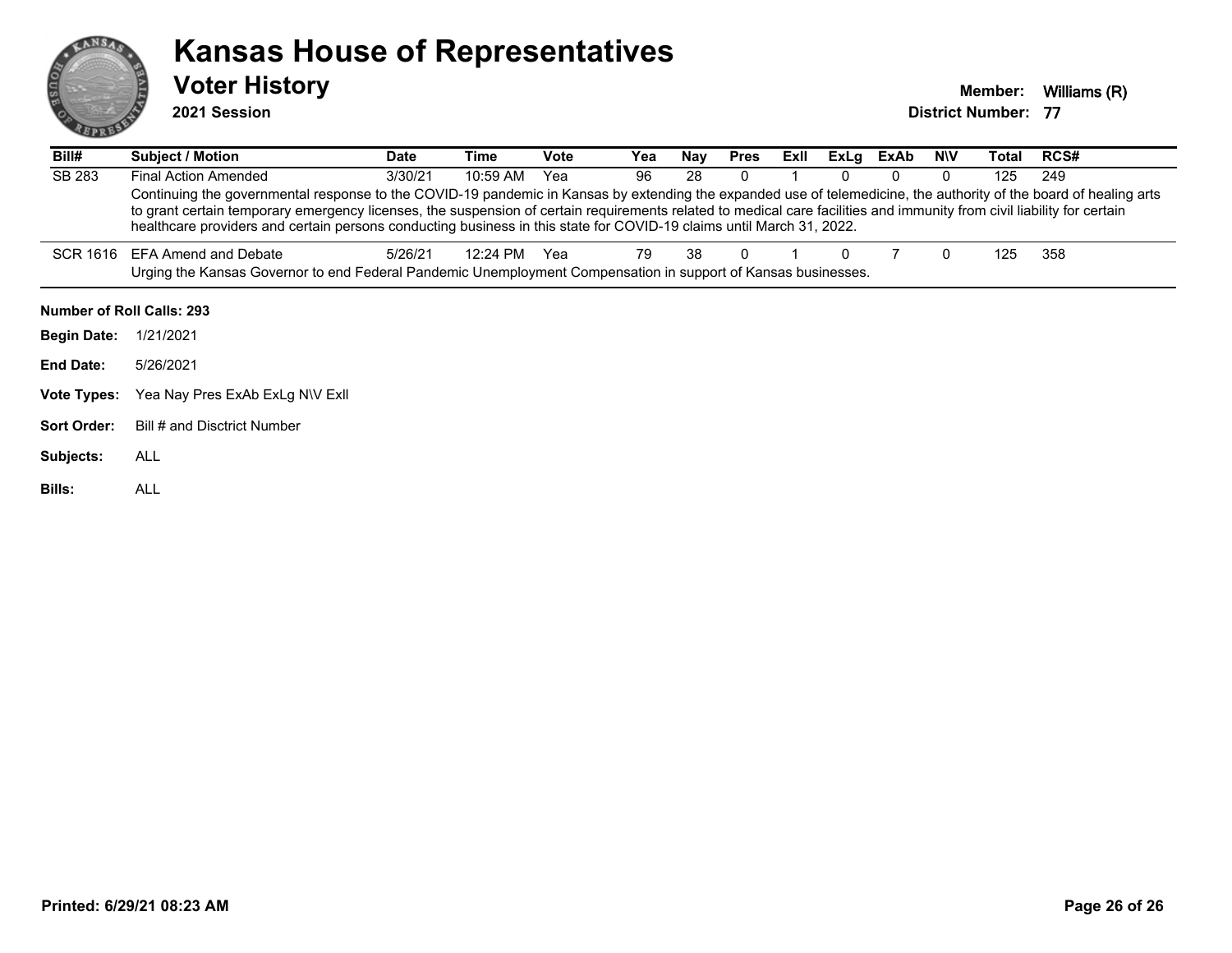# Kansas House of Representatives

## Voter History

**2021 Session**

**Member:** Williams (R)
**District Number:** 77

| Bill# | Subject / Motion | Date | Time | Vote | Yea | Nay | Pres | ExII | ExLg | ExAb | N\V | Total | RCS# |
|---|---|---|---|---|---|---|---|---|---|---|---|---|---|
| SB 283 | Final Action Amended | 3/30/21 | 10:59 AM | Yea | 96 | 28 | 0 | 1 | 0 | 0 | 0 | 125 | 249 |
| | Continuing the governmental response to the COVID-19 pandemic in Kansas by extending the expanded use of telemedicine, the authority of the board of healing arts to grant certain temporary emergency licenses, the suspension of certain requirements related to medical care facilities and immunity from civil liability for certain healthcare providers and certain persons conducting business in this state for COVID-19 claims until March 31, 2022. | | | | | | | | | | | | |
| SCR 1616 | EFA Amend and Debate | 5/26/21 | 12:24 PM | Yea | 79 | 38 | 0 | 1 | 0 | 7 | 0 | 125 | 358 |
| | Urging the Kansas Governor to end Federal Pandemic Unemployment Compensation in support of Kansas businesses. | | | | | | | | | | | | |

**Number of Roll Calls: 293**

**Begin Date:** 1/21/2021

**End Date:** 5/26/2021

**Vote Types:** Yea Nay Pres ExAb ExLg N\V ExII

**Sort Order:** Bill # and Disctrict Number

**Subjects:** ALL

**Bills:** ALL

**Printed: 6/29/21 08:23 AM**